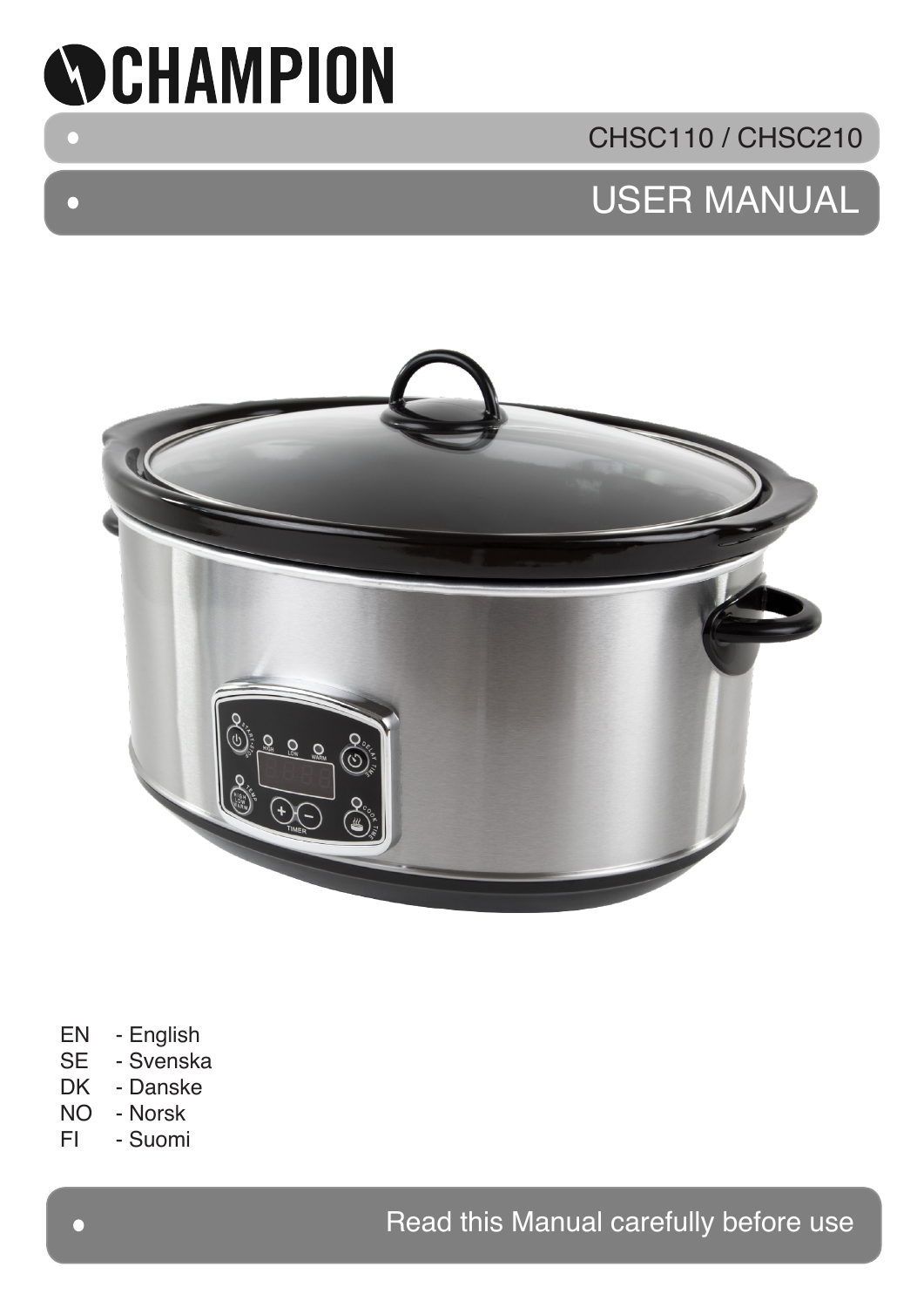# CHAMPION

CHSC110 / CHSC210

## USER MANUAL

- EN - English
- SE - Svenska
- DK - Danske
- NO - Norsk
- FI - Suomi

Read this Manual carefully before use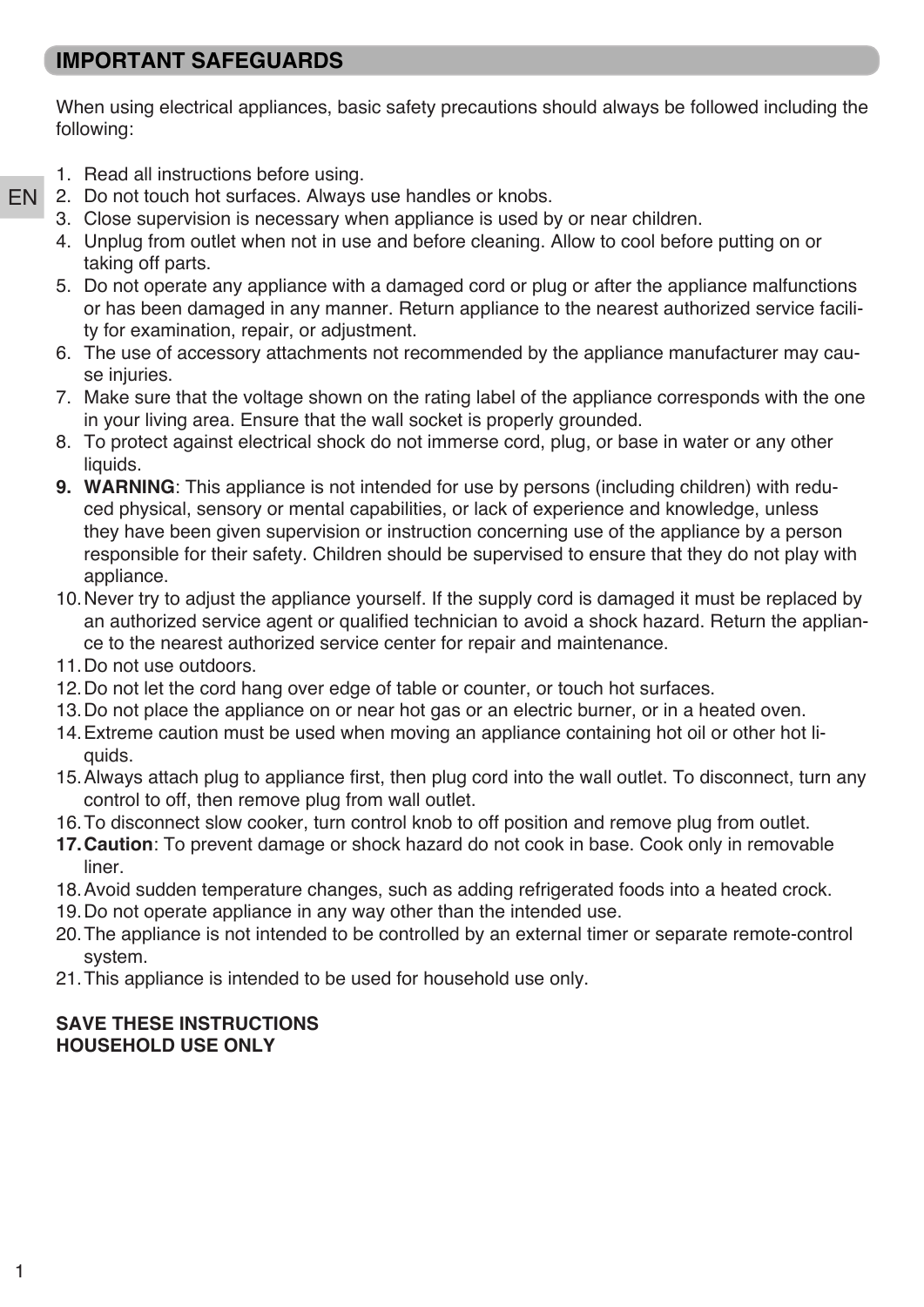## IMPORTANT SAFEGUARDS

When using electrical appliances, basic safety precautions should always be followed including the following:

1. Read all instructions before using.
2. Do not touch hot surfaces. Always use handles or knobs.
3. Close supervision is necessary when appliance is used by or near children.
4. Unplug from outlet when not in use and before cleaning. Allow to cool before putting on or taking off parts.
5. Do not operate any appliance with a damaged cord or plug or after the appliance malfunctions or has been damaged in any manner. Return appliance to the nearest authorized service facility for examination, repair, or adjustment.
6. The use of accessory attachments not recommended by the appliance manufacturer may cause injuries.
7. Make sure that the voltage shown on the rating label of the appliance corresponds with the one in your living area. Ensure that the wall socket is properly grounded.
8. To protect against electrical shock do not immerse cord, plug, or base in water or any other liquids.
9. **WARNING**: This appliance is not intended for use by persons (including children) with reduced physical, sensory or mental capabilities, or lack of experience and knowledge, unless they have been given supervision or instruction concerning use of the appliance by a person responsible for their safety. Children should be supervised to ensure that they do not play with appliance.
10. Never try to adjust the appliance yourself. If the supply cord is damaged it must be replaced by an authorized service agent or qualified technician to avoid a shock hazard. Return the appliance to the nearest authorized service center for repair and maintenance.
11. Do not use outdoors.
12. Do not let the cord hang over edge of table or counter, or touch hot surfaces.
13. Do not place the appliance on or near hot gas or an electric burner, or in a heated oven.
14. Extreme caution must be used when moving an appliance containing hot oil or other hot liquids.
15. Always attach plug to appliance first, then plug cord into the wall outlet. To disconnect, turn any control to off, then remove plug from wall outlet.
16. To disconnect slow cooker, turn control knob to off position and remove plug from outlet.
17. **Caution**: To prevent damage or shock hazard do not cook in base. Cook only in removable liner.
18. Avoid sudden temperature changes, such as adding refrigerated foods into a heated crock.
19. Do not operate appliance in any way other than the intended use.
20. The appliance is not intended to be controlled by an external timer or separate remote-control system.
21. This appliance is intended to be used for household use only.

**SAVE THESE INSTRUCTIONS**
**HOUSEHOLD USE ONLY**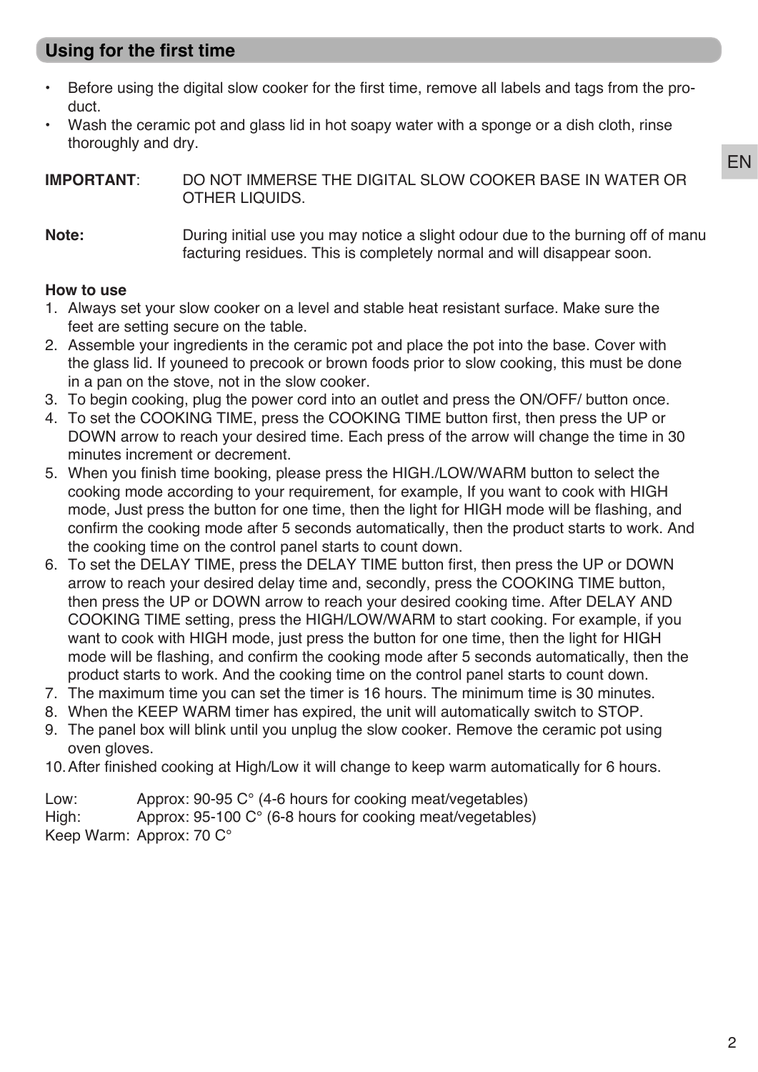## Using for the first time

- Before using the digital slow cooker for the first time, remove all labels and tags from the product.
- Wash the ceramic pot and glass lid in hot soapy water with a sponge or a dish cloth, rinse thoroughly and dry.

**IMPORTANT**: DO NOT IMMERSE THE DIGITAL SLOW COOKER BASE IN WATER OR OTHER LIQUIDS.

**Note:** During initial use you may notice a slight odour due to the burning off of manu facturing residues. This is completely normal and will disappear soon.

**How to use**

1. Always set your slow cooker on a level and stable heat resistant surface. Make sure the feet are setting secure on the table.
2. Assemble your ingredients in the ceramic pot and place the pot into the base. Cover with the glass lid. If youneed to precook or brown foods prior to slow cooking, this must be done in a pan on the stove, not in the slow cooker.
3. To begin cooking, plug the power cord into an outlet and press the ON/OFF/ button once.
4. To set the COOKING TIME, press the COOKING TIME button first, then press the UP or DOWN arrow to reach your desired time. Each press of the arrow will change the time in 30 minutes increment or decrement.
5. When you finish time booking, please press the HIGH./LOW/WARM button to select the cooking mode according to your requirement, for example, If you want to cook with HIGH mode, Just press the button for one time, then the light for HIGH mode will be flashing, and confirm the cooking mode after 5 seconds automatically, then the product starts to work. And the cooking time on the control panel starts to count down.
6. To set the DELAY TIME, press the DELAY TIME button first, then press the UP or DOWN arrow to reach your desired delay time and, secondly, press the COOKING TIME button, then press the UP or DOWN arrow to reach your desired cooking time. After DELAY AND COOKING TIME setting, press the HIGH/LOW/WARM to start cooking. For example, if you want to cook with HIGH mode, just press the button for one time, then the light for HIGH mode will be flashing, and confirm the cooking mode after 5 seconds automatically, then the product starts to work. And the cooking time on the control panel starts to count down.
7. The maximum time you can set the timer is 16 hours. The minimum time is 30 minutes.
8. When the KEEP WARM timer has expired, the unit will automatically switch to STOP.
9. The panel box will blink until you unplug the slow cooker. Remove the ceramic pot using oven gloves.
10. After finished cooking at High/Low it will change to keep warm automatically for 6 hours.

Low: Approx: 90-95 C° (4-6 hours for cooking meat/vegetables)
High: Approx: 95-100 C° (6-8 hours for cooking meat/vegetables)
Keep Warm: Approx: 70 C°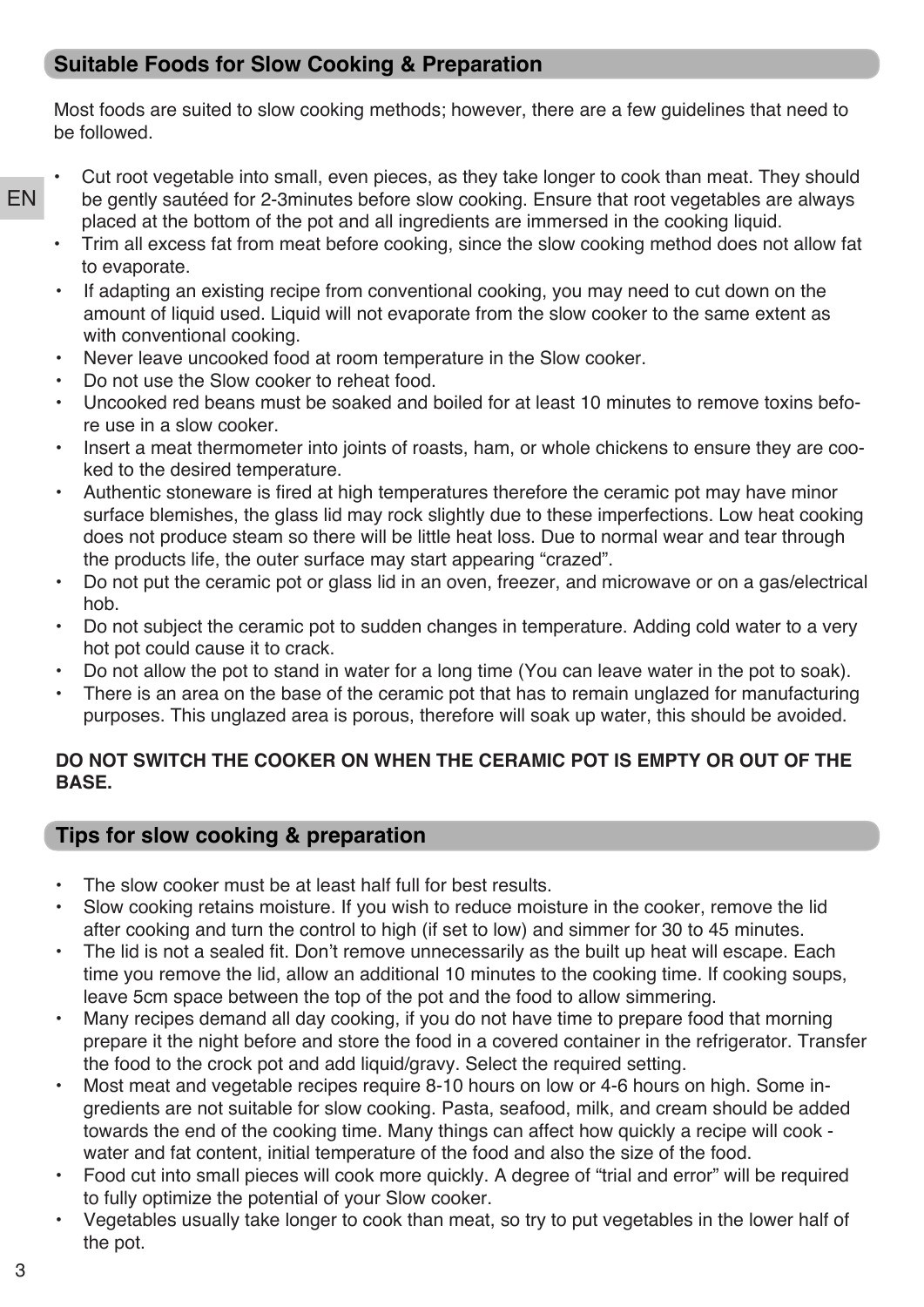## Suitable Foods for Slow Cooking & Preparation

Most foods are suited to slow cooking methods; however, there are a few guidelines that need to be followed.

- Cut root vegetable into small, even pieces, as they take longer to cook than meat. They should be gently sautéed for 2-3minutes before slow cooking. Ensure that root vegetables are always placed at the bottom of the pot and all ingredients are immersed in the cooking liquid.
- Trim all excess fat from meat before cooking, since the slow cooking method does not allow fat to evaporate.
- If adapting an existing recipe from conventional cooking, you may need to cut down on the amount of liquid used. Liquid will not evaporate from the slow cooker to the same extent as with conventional cooking.
- Never leave uncooked food at room temperature in the Slow cooker.
- Do not use the Slow cooker to reheat food.
- Uncooked red beans must be soaked and boiled for at least 10 minutes to remove toxins before use in a slow cooker.
- Insert a meat thermometer into joints of roasts, ham, or whole chickens to ensure they are cooked to the desired temperature.
- Authentic stoneware is fired at high temperatures therefore the ceramic pot may have minor surface blemishes, the glass lid may rock slightly due to these imperfections. Low heat cooking does not produce steam so there will be little heat loss. Due to normal wear and tear through the products life, the outer surface may start appearing “crazed”.
- Do not put the ceramic pot or glass lid in an oven, freezer, and microwave or on a gas/electrical hob.
- Do not subject the ceramic pot to sudden changes in temperature. Adding cold water to a very hot pot could cause it to crack.
- Do not allow the pot to stand in water for a long time (You can leave water in the pot to soak).
- There is an area on the base of the ceramic pot that has to remain unglazed for manufacturing purposes. This unglazed area is porous, therefore will soak up water, this should be avoided.

**DO NOT SWITCH THE COOKER ON WHEN THE CERAMIC POT IS EMPTY OR OUT OF THE BASE.**

## Tips for slow cooking & preparation

- The slow cooker must be at least half full for best results.
- Slow cooking retains moisture. If you wish to reduce moisture in the cooker, remove the lid after cooking and turn the control to high (if set to low) and simmer for 30 to 45 minutes.
- The lid is not a sealed fit. Don’t remove unnecessarily as the built up heat will escape. Each time you remove the lid, allow an additional 10 minutes to the cooking time. If cooking soups, leave 5cm space between the top of the pot and the food to allow simmering.
- Many recipes demand all day cooking, if you do not have time to prepare food that morning prepare it the night before and store the food in a covered container in the refrigerator. Transfer the food to the crock pot and add liquid/gravy. Select the required setting.
- Most meat and vegetable recipes require 8-10 hours on low or 4-6 hours on high. Some ingredients are not suitable for slow cooking. Pasta, seafood, milk, and cream should be added towards the end of the cooking time. Many things can affect how quickly a recipe will cook - water and fat content, initial temperature of the food and also the size of the food.
- Food cut into small pieces will cook more quickly. A degree of “trial and error” will be required to fully optimize the potential of your Slow cooker.
- Vegetables usually take longer to cook than meat, so try to put vegetables in the lower half of the pot.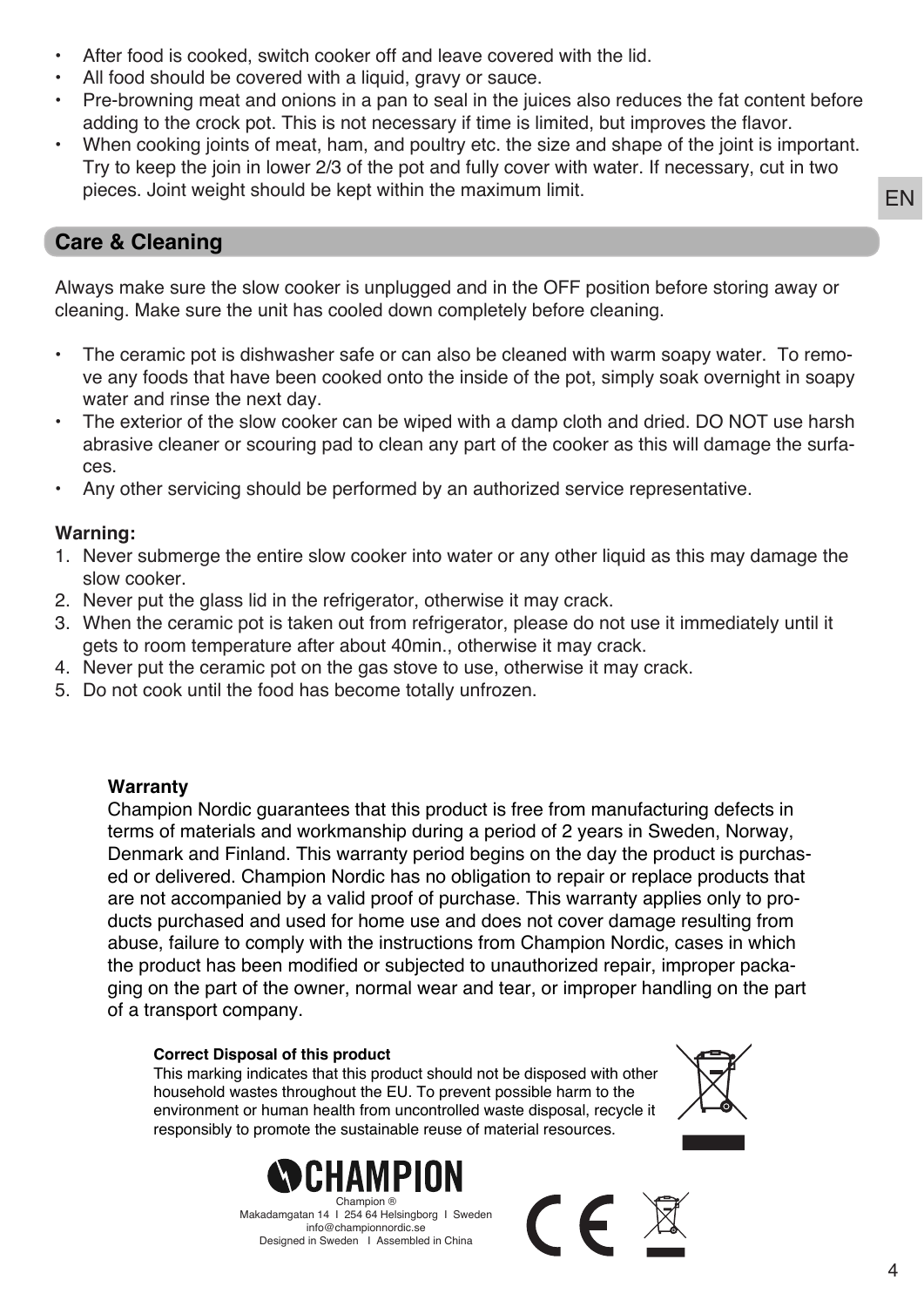- After food is cooked, switch cooker off and leave covered with the lid.
- All food should be covered with a liquid, gravy or sauce.
- Pre-browning meat and onions in a pan to seal in the juices also reduces the fat content before adding to the crock pot. This is not necessary if time is limited, but improves the flavor.
- When cooking joints of meat, ham, and poultry etc. the size and shape of the joint is important. Try to keep the join in lower 2/3 of the pot and fully cover with water. If necessary, cut in two pieces. Joint weight should be kept within the maximum limit.

## Care & Cleaning

Always make sure the slow cooker is unplugged and in the OFF position before storing away or cleaning. Make sure the unit has cooled down completely before cleaning.

- The ceramic pot is dishwasher safe or can also be cleaned with warm soapy water. To remove any foods that have been cooked onto the inside of the pot, simply soak overnight in soapy water and rinse the next day.
- The exterior of the slow cooker can be wiped with a damp cloth and dried. DO NOT use harsh abrasive cleaner or scouring pad to clean any part of the cooker as this will damage the surfaces.
- Any other servicing should be performed by an authorized service representative.

**Warning:**

1. Never submerge the entire slow cooker into water or any other liquid as this may damage the slow cooker.
2. Never put the glass lid in the refrigerator, otherwise it may crack.
3. When the ceramic pot is taken out from refrigerator, please do not use it immediately until it gets to room temperature after about 40min., otherwise it may crack.
4. Never put the ceramic pot on the gas stove to use, otherwise it may crack.
5. Do not cook until the food has become totally unfrozen.

**Warranty**

Champion Nordic guarantees that this product is free from manufacturing defects in terms of materials and workmanship during a period of 2 years in Sweden, Norway, Denmark and Finland. This warranty period begins on the day the product is purchased or delivered. Champion Nordic has no obligation to repair or replace products that are not accompanied by a valid proof of purchase. This warranty applies only to products purchased and used for home use and does not cover damage resulting from abuse, failure to comply with the instructions from Champion Nordic, cases in which the product has been modified or subjected to unauthorized repair, improper packaging on the part of the owner, normal wear and tear, or improper handling on the part of a transport company.

**Correct Disposal of this product**

This marking indicates that this product should not be disposed with other household wastes throughout the EU. To prevent possible harm to the environment or human health from uncontrolled waste disposal, recycle it responsibly to promote the sustainable reuse of material resources.

CHAMPION

Champion ®
Makadamgatan 14 I 254 64 Helsingborg I Sweden
info@championnordic.se
Designed in Sweden I Assembled in China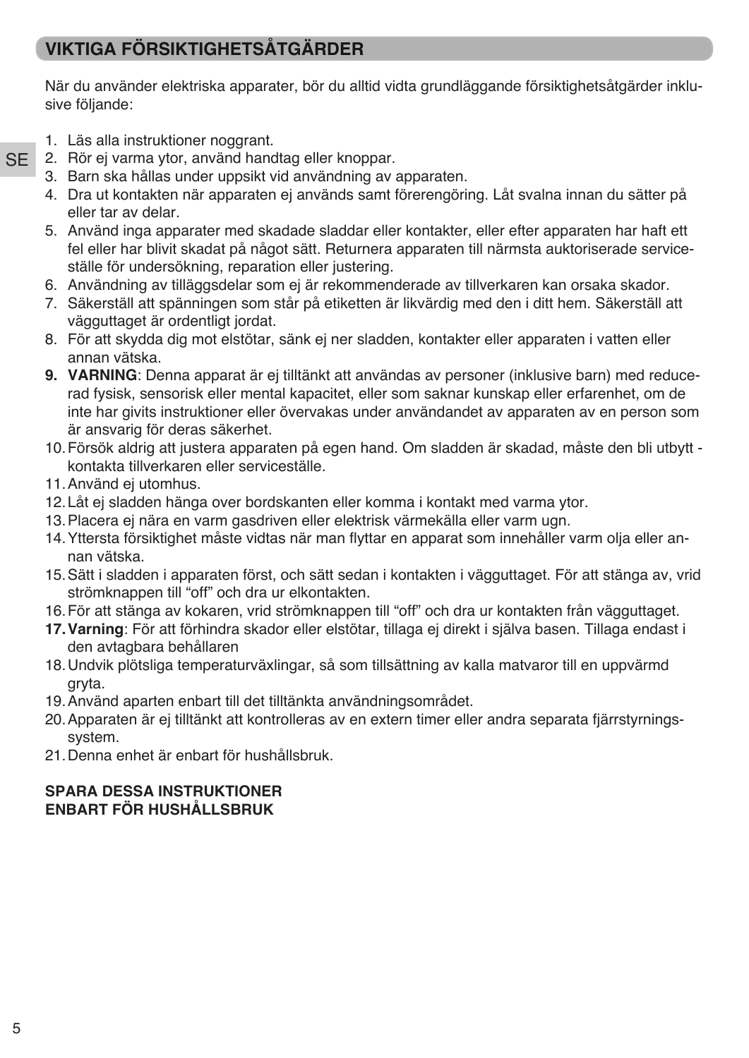## VIKTIGA FÖRSIKTIGHETSÅTGÄRDER

När du använder elektriska apparater, bör du alltid vidta grundläggande försiktighetsåtgärder inklusive följande:

1. Läs alla instruktioner noggrant.
2. Rör ej varma ytor, använd handtag eller knoppar.
3. Barn ska hållas under uppsikt vid användning av apparaten.
4. Dra ut kontakten när apparaten ej används samt förerengöring. Låt svalna innan du sätter på eller tar av delar.
5. Använd inga apparater med skadade sladdar eller kontakter, eller efter apparaten har haft ett fel eller har blivit skadat på något sätt. Returnera apparaten till närmsta auktoriserade serviceställe för undersökning, reparation eller justering.
6. Användning av tilläggsdelar som ej är rekommenderade av tillverkaren kan orsaka skador.
7. Säkerställ att spänningen som står på etiketten är likvärdig med den i ditt hem. Säkerställ att vägguttaget är ordentligt jordat.
8. För att skydda dig mot elstötar, sänk ej ner sladden, kontakter eller apparaten i vatten eller annan vätska.
9. **VARNING**: Denna apparat är ej tilltänkt att användas av personer (inklusive barn) med reducerad fysisk, sensorisk eller mental kapacitet, eller som saknar kunskap eller erfarenhet, om de inte har givits instruktioner eller övervakas under användandet av apparaten av en person som är ansvarig för deras säkerhet.
10. Försök aldrig att justera apparaten på egen hand. Om sladden är skadad, måste den bli utbytt - kontakta tillverkaren eller serviceställe.
11. Använd ej utomhus.
12. Låt ej sladden hänga over bordskanten eller komma i kontakt med varma ytor.
13. Placera ej nära en varm gasdriven eller elektrisk värmekälla eller varm ugn.
14. Yttersta försiktighet måste vidtas när man flyttar en apparat som innehåller varm olja eller annan vätska.
15. Sätt i sladden i apparaten först, och sätt sedan i kontakten i vägguttaget. För att stänga av, vrid strömknappen till “off” och dra ur elkontakten.
16. För att stänga av kokaren, vrid strömknappen till “off” och dra ur kontakten från vägguttaget.
17. **Varning**: För att förhindra skador eller elstötar, tillaga ej direkt i själva basen. Tillaga endast i den avtagbara behållaren
18. Undvik plötsliga temperaturväxlingar, så som tillsättning av kalla matvaror till en uppvärmd gryta.
19. Använd aparten enbart till det tilltänkta användningsområdet.
20. Apparaten är ej tilltänkt att kontrolleras av en extern timer eller andra separata fjärrstyrningssystem.
21. Denna enhet är enbart för hushållsbruk.

**SPARA DESSA INSTRUKTIONER**
**ENBART FÖR HUSHÅLLSBRUK**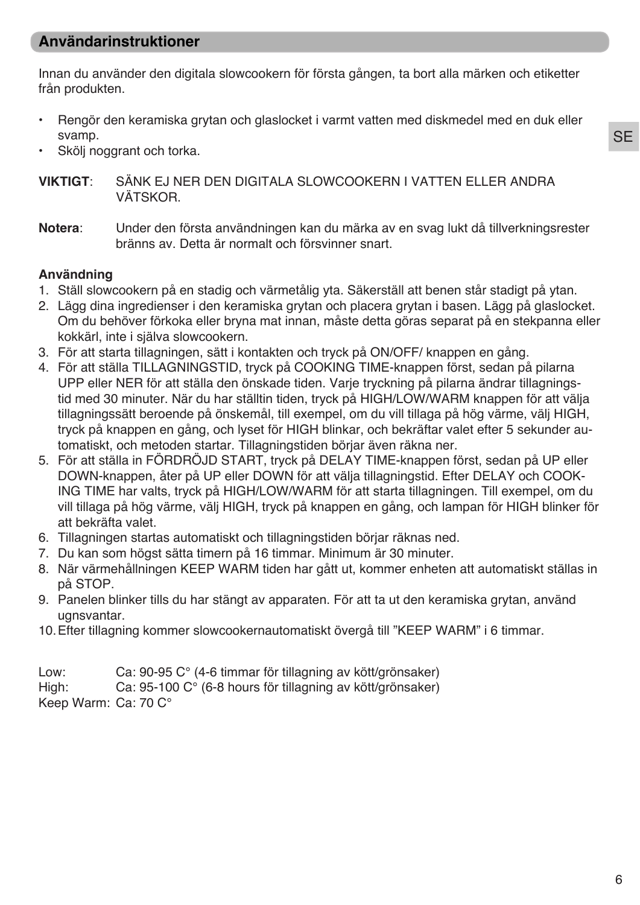## Användarinstruktioner

Innan du använder den digitala slowcookern för första gången, ta bort alla märken och etiketter från produkten.

- Rengör den keramiska grytan och glaslocket i varmt vatten med diskmedel med en duk eller svamp.
- Skölj noggrant och torka.

**VIKTIGT**: SÄNK EJ NER DEN DIGITALA SLOWCOOKERN I VATTEN ELLER ANDRA VÄTSKOR.

**Notera**: Under den första användningen kan du märka av en svag lukt då tillverkningsrester bränns av. Detta är normalt och försvinner snart.

**Användning**

1. Ställ slowcookern på en stadig och värmetålig yta. Säkerställ att benen står stadigt på ytan.
2. Lägg dina ingredienser i den keramiska grytan och placera grytan i basen. Lägg på glaslocket. Om du behöver förkoka eller bryna mat innan, måste detta göras separat på en stekpanna eller kokkärl, inte i själva slowcookern.
3. För att starta tillagningen, sätt i kontakten och tryck på ON/OFF/ knappen en gång.
4. För att ställa TILLAGNINGSTID, tryck på COOKING TIME-knappen först, sedan på pilarna UPP eller NER för att ställa den önskade tiden. Varje tryckning på pilarna ändrar tillagningstid med 30 minuter. När du har ställtin tiden, tryck på HIGH/LOW/WARM knappen för att välja tillagningssätt beroende på önskemål, till exempel, om du vill tillaga på hög värme, välj HIGH, tryck på knappen en gång, och lyset för HIGH blinkar, och bekräftar valet efter 5 sekunder automatiskt, och metoden startar. Tillagningstiden börjar även räkna ner.
5. För att ställa in FÖRDRÖJD START, tryck på DELAY TIME-knappen först, sedan på UP eller DOWN-knappen, åter på UP eller DOWN för att välja tillagningstid. Efter DELAY och COOKING TIME har valts, tryck på HIGH/LOW/WARM för att starta tillagningen. Till exempel, om du vill tillaga på hög värme, välj HIGH, tryck på knappen en gång, och lampan för HIGH blinker för att bekräfta valet.
6. Tillagningen startas automatiskt och tillagningstiden börjar räknas ned.
7. Du kan som högst sätta timern på 16 timmar. Minimum är 30 minuter.
8. När värmehållningen KEEP WARM tiden har gått ut, kommer enheten att automatiskt ställas in på STOP.
9. Panelen blinker tills du har stängt av apparaten. För att ta ut den keramiska grytan, använd ugnsvantar.
10. Efter tillagning kommer slowcookernautomatiskt övergå till ”KEEP WARM” i 6 timmar.

Low: Ca: 90-95 C° (4-6 timmar för tillagning av kött/grönsaker)
High: Ca: 95-100 C° (6-8 hours för tillagning av kött/grönsaker)
Keep Warm: Ca: 70 C°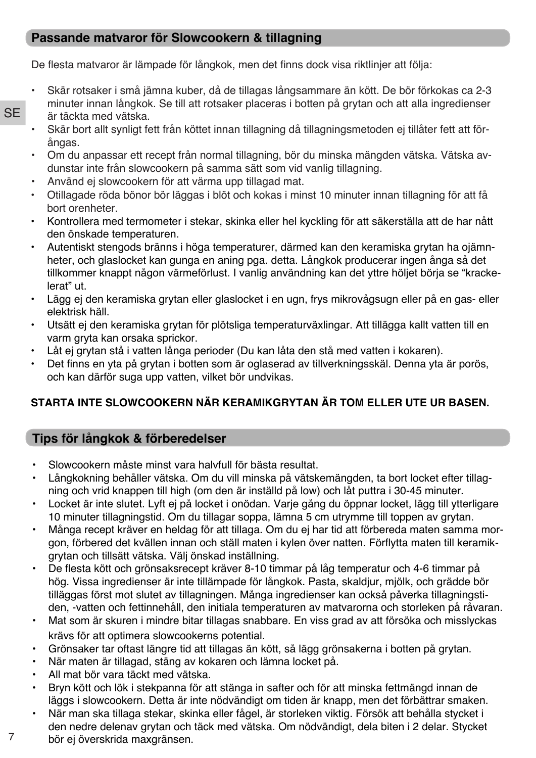## Passande matvaror för Slowcookern & tillagning

De flesta matvaror är lämpade för långkok, men det finns dock visa riktlinjer att följa:

- Skär rotsaker i små jämna kuber, då de tillagas långsammare än kött. De bör förkokas ca 2-3 minuter innan långkok. Se till att rotsaker placeras i botten på grytan och att alla ingredienser är täckta med vätska.
- Skär bort allt synligt fett från köttet innan tillagning då tillagningsmetoden ej tillåter fett att förångas.
- Om du anpassar ett recept från normal tillagning, bör du minska mängden vätska. Vätska avdunstar inte från slowcookern på samma sätt som vid vanlig tillagning.
- Använd ej slowcookern för att värma upp tillagad mat.
- Otillagade röda bönor bör läggas i blöt och kokas i minst 10 minuter innan tillagning för att få bort orenheter.
- Kontrollera med termometer i stekar, skinka eller hel kyckling för att säkerställa att de har nått den önskade temperaturen.
- Autentiskt stengods bränns i höga temperaturer, därmed kan den keramiska grytan ha ojämnheter, och glaslocket kan gunga en aning pga. detta. Långkok producerar ingen ånga så det tillkommer knappt någon värmeförlust. I vanlig användning kan det yttre höljet börja se "krackelerat" ut.
- Lägg ej den keramiska grytan eller glaslocket i en ugn, frys mikrovågsugn eller på en gas- eller elektrisk häll.
- Utsätt ej den keramiska grytan för plötsliga temperaturväxlingar. Att tillägga kallt vatten till en varm gryta kan orsaka sprickor.
- Låt ej grytan stå i vatten långa perioder (Du kan låta den stå med vatten i kokaren).
- Det finns en yta på grytan i botten som är oglaserad av tillverkningsskäl. Denna yta är porös, och kan därför suga upp vatten, vilket bör undvikas.

**STARTA INTE SLOWCOOKERN NÄR KERAMIKGRYTAN ÄR TOM ELLER UTE UR BASEN.**

## Tips för långkok & förberedelser

- Slowcookern måste minst vara halvfull för bästa resultat.
- Långkokning behåller vätska. Om du vill minska på vätskemängden, ta bort locket efter tillagning och vrid knappen till high (om den är inställd på low) och låt puttra i 30-45 minuter.
- Locket är inte slutet. Lyft ej på locket i onödan. Varje gång du öppnar locket, lägg till ytterligare 10 minuter tillagningstid. Om du tillagar soppa, lämna 5 cm utrymme till toppen av grytan.
- Många recept kräver en heldag för att tillaga. Om du ej har tid att förbereda maten samma morgon, förbered det kvällen innan och ställ maten i kylen över natten. Förflytta maten till keramikgrytan och tillsätt vätska. Välj önskad inställning.
- De flesta kött och grönsaksrecept kräver 8-10 timmar på låg temperatur och 4-6 timmar på hög. Vissa ingredienser är inte tillämpade för långkok. Pasta, skaldjur, mjölk, och grädde bör tilläggas först mot slutet av tillagningen. Många ingredienser kan också påverka tillagningstiden, -vatten och fettinnehåll, den initiala temperaturen av matvarorna och storleken på råvaran.
- Mat som är skuren i mindre bitar tillagas snabbare. En viss grad av att försöka och misslyckas krävs för att optimera slowcookerns potential.
- Grönsaker tar oftast längre tid att tillagas än kött, så lägg grönsakerna i botten på grytan.
- När maten är tillagad, stäng av kokaren och lämna locket på.
- All mat bör vara täckt med vätska.
- Bryn kött och lök i stekpanna för att stänga in safter och för att minska fettmängd innan de läggs i slowcookern. Detta är inte nödvändigt om tiden är knapp, men det förbättrar smaken.
- När man ska tillaga stekar, skinka eller fågel, är storleken viktig. Försök att behålla stycket i den nedre delenav grytan och täck med vätska. Om nödvändigt, dela biten i 2 delar. Stycket bör ej överskrida maxgränsen.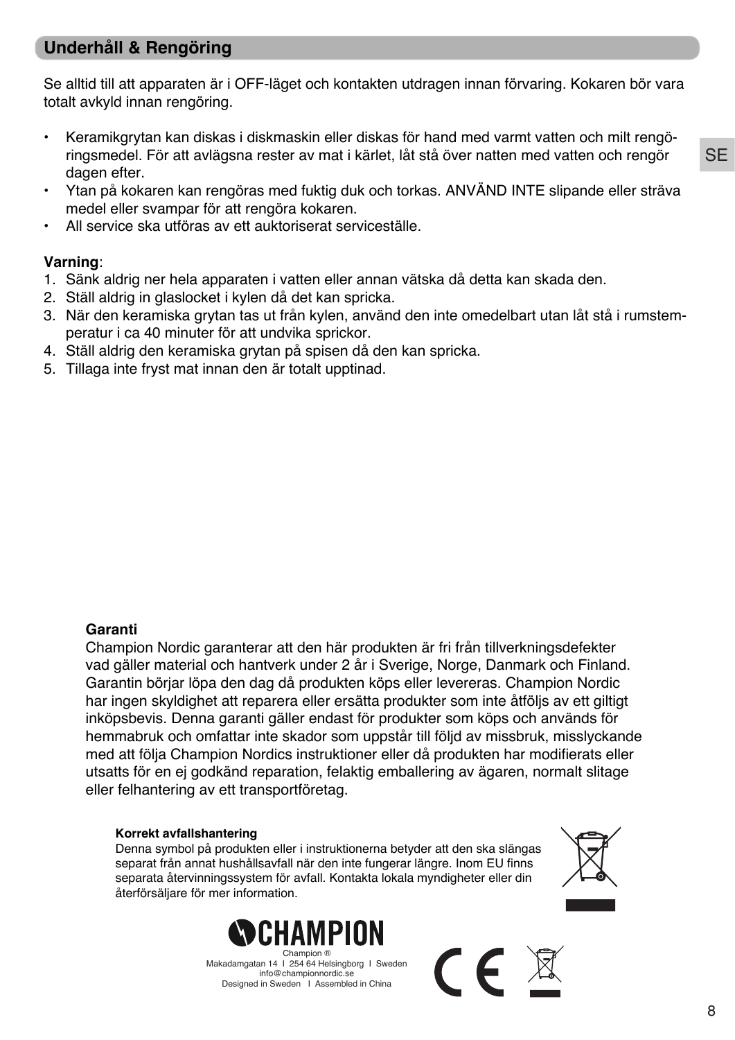## Underhåll & Rengöring

Se alltid till att apparaten är i OFF-läget och kontakten utdragen innan förvaring. Kokaren bör vara totalt avkyld innan rengöring.

- Keramikgrytan kan diskas i diskmaskin eller diskas för hand med varmt vatten och milt rengöringsmedel. För att avlägsna rester av mat i kärlet, låt stå över natten med vatten och rengör dagen efter.
- Ytan på kokaren kan rengöras med fuktig duk och torkas. ANVÄND INTE slipande eller sträva medel eller svampar för att rengöra kokaren.
- All service ska utföras av ett auktoriserat serviceställe.

**Varning**:

1. Sänk aldrig ner hela apparaten i vatten eller annan vätska då detta kan skada den.
2. Ställ aldrig in glaslocket i kylen då det kan spricka.
3. När den keramiska grytan tas ut från kylen, använd den inte omedelbart utan låt stå i rumstemperatur i ca 40 minuter för att undvika sprickor.
4. Ställ aldrig den keramiska grytan på spisen då den kan spricka.
5. Tillaga inte fryst mat innan den är totalt upptinad.

**Garanti**

Champion Nordic garanterar att den här produkten är fri från tillverkningsdefekter vad gäller material och hantverk under 2 år i Sverige, Norge, Danmark och Finland. Garantin börjar löpa den dag då produkten köps eller levereras. Champion Nordic har ingen skyldighet att reparera eller ersätta produkter som inte åtföljs av ett giltigt inköpsbevis. Denna garanti gäller endast för produkter som köps och används för hemmabruk och omfattar inte skador som uppstår till följd av missbruk, misslyckande med att följa Champion Nordics instruktioner eller då produkten har modifierats eller utsatts för en ej godkänd reparation, felaktig emballering av ägaren, normalt slitage eller felhantering av ett transportföretag.

**Korrekt avfallshantering**

Denna symbol på produkten eller i instruktionerna betyder att den ska slängas separat från annat hushållsavfall när den inte fungerar längre. Inom EU finns separata återvinningssystem för avfall. Kontakta lokala myndigheter eller din återförsäljare för mer information.

CHAMPION

Champion ®
Makadamgatan 14 I 254 64 Helsingborg I Sweden
info@championnordic.se
Designed in Sweden I Assembled in China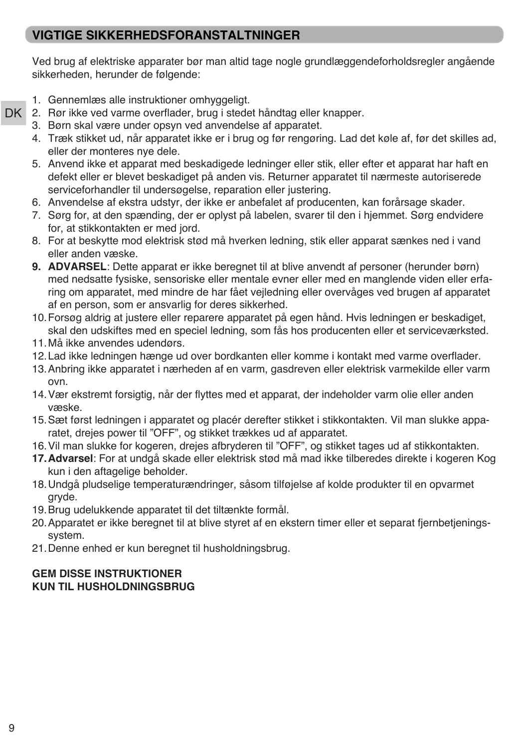## VIGTIGE SIKKERHEDSFORANSTALTNINGER

Ved brug af elektriske apparater bør man altid tage nogle grundlæggendeforholdsregler angående sikkerheden, herunder de følgende:

1. Gennemlæs alle instruktioner omhyggeligt.
2. Rør ikke ved varme overflader, brug i stedet håndtag eller knapper.
3. Børn skal være under opsyn ved anvendelse af apparatet.
4. Træk stikket ud, når apparatet ikke er i brug og før rengøring. Lad det køle af, før det skilles ad, eller der monteres nye dele.
5. Anvend ikke et apparat med beskadigede ledninger eller stik, eller efter et apparat har haft en defekt eller er blevet beskadiget på anden vis. Returner apparatet til nærmeste autoriserede serviceforhandler til undersøgelse, reparation eller justering.
6. Anvendelse af ekstra udstyr, der ikke er anbefalet af producenten, kan forårsage skader.
7. Sørg for, at den spænding, der er oplyst på labelen, svarer til den i hjemmet. Sørg endvidere for, at stikkontakten er med jord.
8. For at beskytte mod elektrisk stød må hverken ledning, stik eller apparat sænkes ned i vand eller anden væske.
9. **ADVARSEL**: Dette apparat er ikke beregnet til at blive anvendt af personer (herunder børn) med nedsatte fysiske, sensoriske eller mentale evner eller med en manglende viden eller erfaring om apparatet, med mindre de har fået vejledning eller overvåges ved brugen af apparatet af en person, som er ansvarlig for deres sikkerhed.
10. Forsøg aldrig at justere eller reparere apparatet på egen hånd. Hvis ledningen er beskadiget, skal den udskiftes med en speciel ledning, som fås hos producenten eller et serviceværksted.
11. Må ikke anvendes udendørs.
12. Lad ikke ledningen hænge ud over bordkanten eller komme i kontakt med varme overflader.
13. Anbring ikke apparatet i nærheden af en varm, gasdreven eller elektrisk varmekilde eller varm ovn.
14. Vær ekstremt forsigtig, når der flyttes med et apparat, der indeholder varm olie eller anden væske.
15. Sæt først ledningen i apparatet og placér derefter stikket i stikkontakten. Vil man slukke apparatet, drejes power til "OFF", og stikket trækkes ud af apparatet.
16. Vil man slukke for kogeren, drejes afbryderen til "OFF", og stikket tages ud af stikkontakten.
17. **Advarsel**: For at undgå skade eller elektrisk stød må mad ikke tilberedes direkte i kogeren Kog kun i den aftagelige beholder.
18. Undgå pludselige temperaturændringer, såsom tilføjelse af kolde produkter til en opvarmet gryde.
19. Brug udelukkende apparatet til det tiltænkte formål.
20. Apparatet er ikke beregnet til at blive styret af en ekstern timer eller et separat fjernbetjeningssystem.
21. Denne enhed er kun beregnet til husholdningsbrug.

**GEM DISSE INSTRUKTIONER**
**KUN TIL HUSHOLDNINGSBRUG**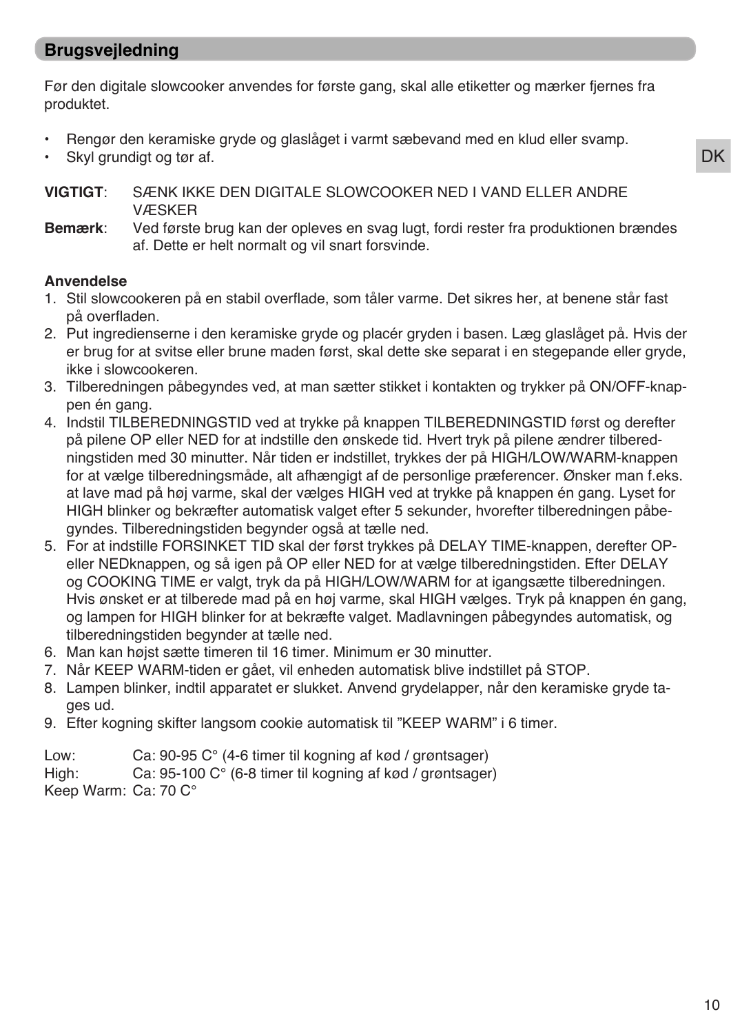## Brugsvejledning

Før den digitale slowcooker anvendes for første gang, skal alle etiketter og mærker fjernes fra produktet.

- Rengør den keramiske gryde og glaslåget i varmt sæbevand med en klud eller svamp.
- Skyl grundigt og tør af.

**VIGTIGT**: SÆNK IKKE DEN DIGITALE SLOWCOOKER NED I VAND ELLER ANDRE VÆSKER

**Bemærk**: Ved første brug kan der opleves en svag lugt, fordi rester fra produktionen brændes af. Dette er helt normalt og vil snart forsvinde.

**Anvendelse**

1. Stil slowcookeren på en stabil overflade, som tåler varme. Det sikres her, at benene står fast på overfladen.
2. Put ingredienserne i den keramiske gryde og placér gryden i basen. Læg glaslåget på. Hvis der er brug for at svitse eller brune maden først, skal dette ske separat i en stegepande eller gryde, ikke i slowcookeren.
3. Tilberedningen påbegyndes ved, at man sætter stikket i kontakten og trykker på ON/OFF-knappen én gang.
4. Indstil TILBEREDNINGSTID ved at trykke på knappen TILBEREDNINGSTID først og derefter på pilene OP eller NED for at indstille den ønskede tid. Hvert tryk på pilene ændrer tilberedningstiden med 30 minutter. Når tiden er indstillet, trykkes der på HIGH/LOW/WARM-knappen for at vælge tilberedningsmåde, alt afhængigt af de personlige præferencer. Ønsker man f.eks. at lave mad på høj varme, skal der vælges HIGH ved at trykke på knappen én gang. Lyset for HIGH blinker og bekræfter automatisk valget efter 5 sekunder, hvorefter tilberedningen påbegyndes. Tilberedningstiden begynder også at tælle ned.
5. For at indstille FORSINKET TID skal der først trykkes på DELAY TIME-knappen, derefter OP- eller NEDknappen, og så igen på OP eller NED for at vælge tilberedningstiden. Efter DELAY og COOKING TIME er valgt, tryk da på HIGH/LOW/WARM for at igangsætte tilberedningen. Hvis ønsket er at tilberede mad på en høj varme, skal HIGH vælges. Tryk på knappen én gang, og lampen for HIGH blinker for at bekræfte valget. Madlavningen påbegyndes automatisk, og tilberedningstiden begynder at tælle ned.
6. Man kan højst sætte timeren til 16 timer. Minimum er 30 minutter.
7. Når KEEP WARM-tiden er gået, vil enheden automatisk blive indstillet på STOP.
8. Lampen blinker, indtil apparatet er slukket. Anvend grydelapper, når den keramiske gryde tages ud.
9. Efter kogning skifter langsom cookie automatisk til "KEEP WARM" i 6 timer.

Low: Ca: 90-95 C° (4-6 timer til kogning af kød / grøntsager)
High: Ca: 95-100 C° (6-8 timer til kogning af kød / grøntsager)
Keep Warm: Ca: 70 C°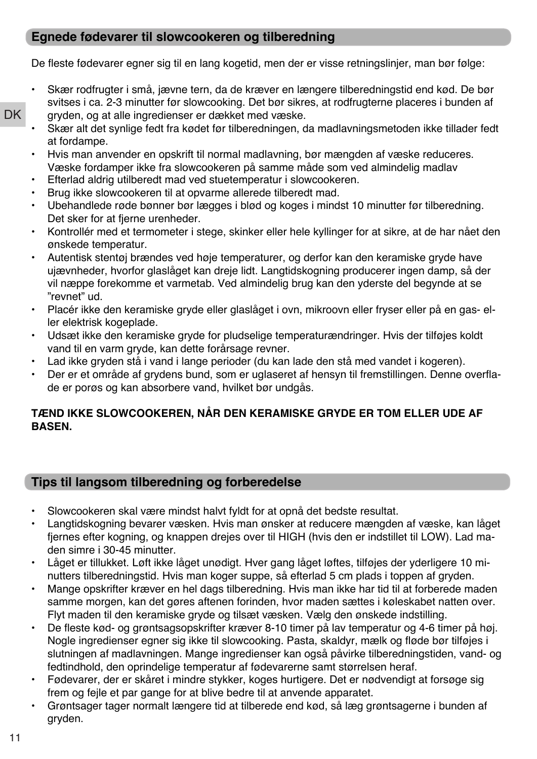## Egnede fødevarer til slowcookeren og tilberedning

De fleste fødevarer egner sig til en lang kogetid, men der er visse retningslinjer, man bør følge:

- Skær rodfrugter i små, jævne tern, da de kræver en længere tilberedningstid end kød. De bør svitses i ca. 2-3 minutter før slowcooking. Det bør sikres, at rodfrugterne placeres i bunden af gryden, og at alle ingredienser er dækket med væske.
- Skær alt det synlige fedt fra kødet før tilberedningen, da madlavningsmetoden ikke tillader fedt at fordampe.
- Hvis man anvender en opskrift til normal madlavning, bør mængden af væske reduceres. Væske fordamper ikke fra slowcookeren på samme måde som ved almindelig madlav
- Efterlad aldrig utilberedt mad ved stuetemperatur i slowcookeren.
- Brug ikke slowcookeren til at opvarme allerede tilberedt mad.
- Ubehandlede røde bønner bør lægges i blød og koges i mindst 10 minutter før tilberedning. Det sker for at fjerne urenheder.
- Kontrollér med et termometer i stege, skinker eller hele kyllinger for at sikre, at de har nået den ønskede temperatur.
- Autentisk stentøj brændes ved høje temperaturer, og derfor kan den keramiske gryde have ujævnheder, hvorfor glaslåget kan dreje lidt. Langtidskogning producerer ingen damp, så der vil næppe forekomme et varmetab. Ved almindelig brug kan den yderste del begynde at se "revnet" ud.
- Placér ikke den keramiske gryde eller glaslåget i ovn, mikroovn eller fryser eller på en gas- eller elektrisk kogeplade.
- Udsæt ikke den keramiske gryde for pludselige temperaturændringer. Hvis der tilføjes koldt vand til en varm gryde, kan dette forårsage revner.
- Lad ikke gryden stå i vand i lange perioder (du kan lade den stå med vandet i kogeren).
- Der er et område af grydens bund, som er uglaseret af hensyn til fremstillingen. Denne overflade er porøs og kan absorbere vand, hvilket bør undgås.

**TÆND IKKE SLOWCOOKEREN, NÅR DEN KERAMISKE GRYDE ER TOM ELLER UDE AF BASEN.**

## Tips til langsom tilberedning og forberedelse

- Slowcookeren skal være mindst halvt fyldt for at opnå det bedste resultat.
- Langtidskogning bevarer væsken. Hvis man ønsker at reducere mængden af væske, kan låget fjernes efter kogning, og knappen drejes over til HIGH (hvis den er indstillet til LOW). Lad maden simre i 30-45 minutter.
- Låget er tillukket. Løft ikke låget unødigt. Hver gang låget løftes, tilføjes der yderligere 10 minutters tilberedningstid. Hvis man koger suppe, så efterlad 5 cm plads i toppen af gryden.
- Mange opskrifter kræver en hel dags tilberedning. Hvis man ikke har tid til at forberede maden samme morgen, kan det gøres aftenen forinden, hvor maden sættes i køleskabet natten over. Flyt maden til den keramiske gryde og tilsæt væsken. Vælg den ønskede indstilling.
- De fleste kød- og grøntsagsopskrifter kræver 8-10 timer på lav temperatur og 4-6 timer på høj. Nogle ingredienser egner sig ikke til slowcooking. Pasta, skaldyr, mælk og fløde bør tilføjes i slutningen af madlavningen. Mange ingredienser kan også påvirke tilberedningstiden, vand- og fedtindhold, den oprindelige temperatur af fødevarerne samt størrelsen heraf.
- Fødevarer, der er skåret i mindre stykker, koges hurtigere. Det er nødvendigt at forsøge sig frem og fejle et par gange for at blive bedre til at anvende apparatet.
- Grøntsager tager normalt længere tid at tilberede end kød, så læg grøntsagerne i bunden af gryden.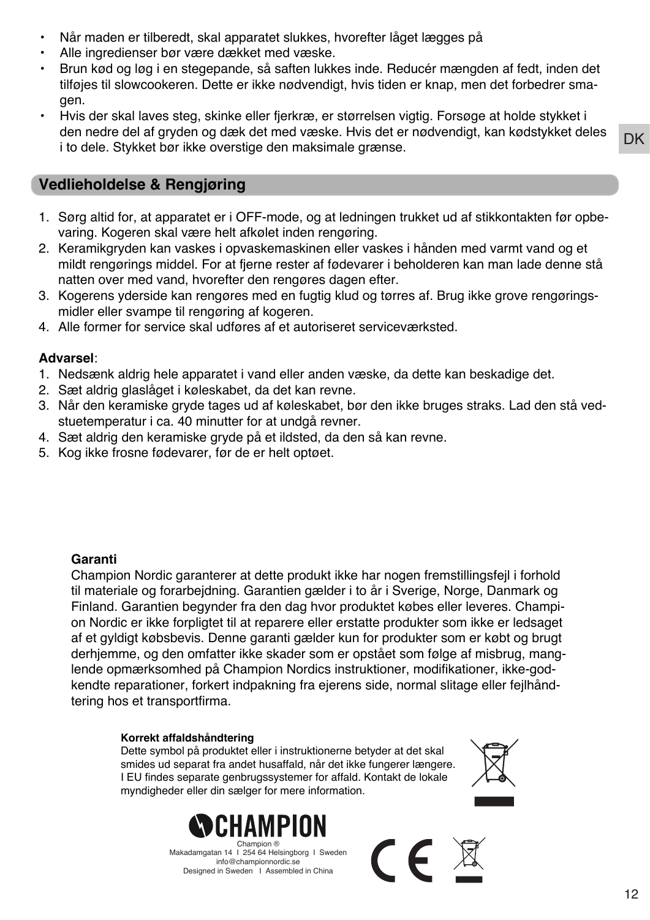- Når maden er tilberedt, skal apparatet slukkes, hvorefter låget lægges på
- Alle ingredienser bør være dækket med væske.
- Brun kød og løg i en stegepande, så saften lukkes inde. Reducér mængden af fedt, inden det tilføjes til slowcookeren. Dette er ikke nødvendigt, hvis tiden er knap, men det forbedrer smagen.
- Hvis der skal laves steg, skinke eller fjerkræ, er størrelsen vigtig. Forsøge at holde stykket i den nedre del af gryden og dæk det med væske. Hvis det er nødvendigt, kan kødstykket deles i to dele. Stykket bør ikke overstige den maksimale grænse.

DK

## Vedlieholdelse & Rengjøring

1. Sørg altid for, at apparatet er i OFF-mode, og at ledningen trukket ud af stikkontakten før opbevaring. Kogeren skal være helt afkølet inden rengøring.
2. Keramikgryden kan vaskes i opvaskemaskinen eller vaskes i hånden med varmt vand og et mildt rengørings middel. For at fjerne rester af fødevarer i beholderen kan man lade denne stå natten over med vand, hvorefter den rengøres dagen efter.
3. Kogerens yderside kan rengøres med en fugtig klud og tørres af. Brug ikke grove rengøringsmidler eller svampe til rengøring af kogeren.
4. Alle former for service skal udføres af et autoriseret serviceværksted.

**Advarsel**:

1. Nedsænk aldrig hele apparatet i vand eller anden væske, da dette kan beskadige det.
2. Sæt aldrig glaslåget i køleskabet, da det kan revne.
3. Når den keramiske gryde tages ud af køleskabet, bør den ikke bruges straks. Lad den stå vedstuetemperatur i ca. 40 minutter for at undgå revner.
4. Sæt aldrig den keramiske gryde på et ildsted, da den så kan revne.
5. Kog ikke frosne fødevarer, før de er helt optøet.

**Garanti**

Champion Nordic garanterer at dette produkt ikke har nogen fremstillingsfejl i forhold til materiale og forarbejdning. Garantien gælder i to år i Sverige, Norge, Danmark og Finland. Garantien begynder fra den dag hvor produktet købes eller leveres. Champion Nordic er ikke forpligtet til at reparere eller erstatte produkter som ikke er ledsaget af et gyldigt købsbevis. Denne garanti gælder kun for produkter som er købt og brugt derhjemme, og den omfatter ikke skader som er opstået som følge af misbrug, manglende opmærksomhed på Champion Nordics instruktioner, modifikationer, ikke-godkendte reparationer, forkert indpakning fra ejerens side, normal slitage eller fejlhåndtering hos et transportfirma.

**Korrekt affaldshåndtering**

Dette symbol på produktet eller i instruktionerne betyder at det skal smides ud separat fra andet husaffald, når det ikke fungerer længere. I EU findes separate genbrugssystemer for affald. Kontakt de lokale myndigheder eller din sælger for mere information.

CHAMPION

Champion ®
Makadamgatan 14 I 254 64 Helsingborg I Sweden
info@championnordic.se
Designed in Sweden I Assembled in China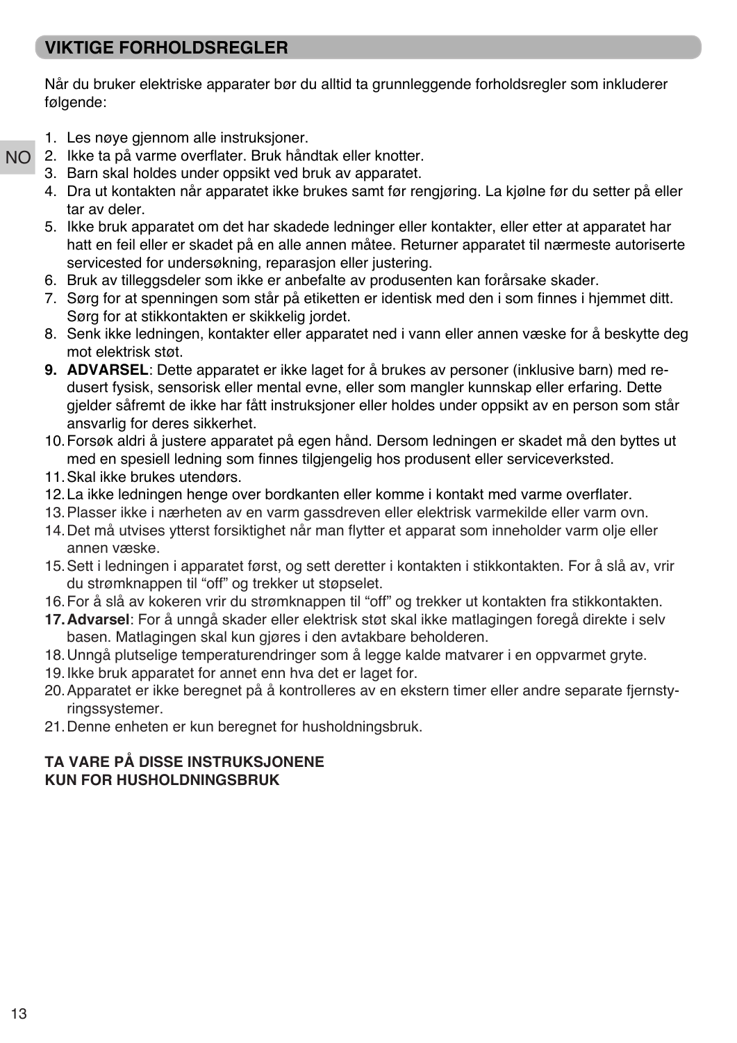## VIKTIGE FORHOLDSREGLER

Når du bruker elektriske apparater bør du alltid ta grunnleggende forholdsregler som inkluderer følgende:

1. Les nøye gjennom alle instruksjoner.
2. Ikke ta på varme overflater. Bruk håndtak eller knotter.
3. Barn skal holdes under oppsikt ved bruk av apparatet.
4. Dra ut kontakten når apparatet ikke brukes samt før rengjøring. La kjølne før du setter på eller tar av deler.
5. Ikke bruk apparatet om det har skadede ledninger eller kontakter, eller etter at apparatet har hatt en feil eller er skadet på en alle annen måtee. Returner apparatet til nærmeste autoriserte servicested for undersøkning, reparasjon eller justering.
6. Bruk av tilleggsdeler som ikke er anbefalte av produsenten kan forårsake skader.
7. Sørg for at spenningen som står på etiketten er identisk med den i som finnes i hjemmet ditt. Sørg for at stikkontakten er skikkelig jordet.
8. Senk ikke ledningen, kontakter eller apparatet ned i vann eller annen væske for å beskytte deg mot elektrisk støt.
9. **ADVARSEL**: Dette apparatet er ikke laget for å brukes av personer (inklusive barn) med redusert fysisk, sensorisk eller mental evne, eller som mangler kunnskap eller erfaring. Dette gjelder såfremt de ikke har fått instruksjoner eller holdes under oppsikt av en person som står ansvarlig for deres sikkerhet.
10. Forsøk aldri å justere apparatet på egen hånd. Dersom ledningen er skadet må den byttes ut med en spesiell ledning som finnes tilgjengelig hos produsent eller serviceverksted.
11. Skal ikke brukes utendørs.
12. La ikke ledningen henge over bordkanten eller komme i kontakt med varme overflater.
13. Plasser ikke i nærheten av en varm gassdreven eller elektrisk varmekilde eller varm ovn.
14. Det må utvises ytterst forsiktighet når man flytter et apparat som inneholder varm olje eller annen væske.
15. Sett i ledningen i apparatet først, og sett deretter i kontakten i stikkontakten. For å slå av, vrir du strømknappen til “off” og trekker ut støpselet.
16. For å slå av kokeren vrir du strømknappen til “off” og trekker ut kontakten fra stikkontakten.
17. **Advarsel**: For å unngå skader eller elektrisk støt skal ikke matlagingen foregå direkte i selv basen. Matlagingen skal kun gjøres i den avtakbare beholderen.
18. Unngå plutselige temperaturendringer som å legge kalde matvarer i en oppvarmet gryte.
19. Ikke bruk apparatet for annet enn hva det er laget for.
20. Apparatet er ikke beregnet på å kontrolleres av en ekstern timer eller andre separate fjernstyringssystemer.
21. Denne enheten er kun beregnet for husholdningsbruk.

**TA VARE PÅ DISSE INSTRUKSJONENE**
**KUN FOR HUSHOLDNINGSBRUK**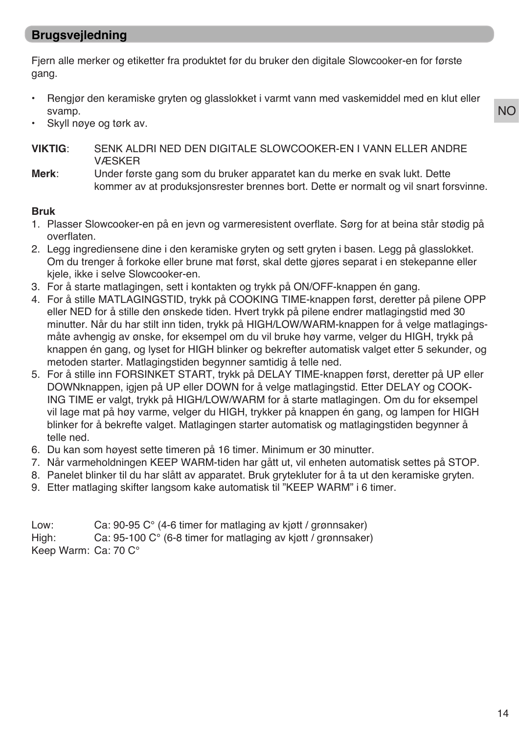## Brugsvejledning

Fjern alle merker og etiketter fra produktet før du bruker den digitale Slowcooker-en for første gang.

- Rengjør den keramiske gryten og glasslokket i varmt vann med vaskemiddel med en klut eller svamp.
- Skyll nøye og tørk av.

**VIKTIG**: SENK ALDRI NED DEN DIGITALE SLOWCOOKER-EN I VANN ELLER ANDRE VÆSKER

**Merk**: Under første gang som du bruker apparatet kan du merke en svak lukt. Dette kommer av at produksjonsrester brennes bort. Dette er normalt og vil snart forsvinne.

**Bruk**

1. Plasser Slowcooker-en på en jevn og varmeresistent overflate. Sørg for at beina står stødig på overflaten.
2. Legg ingrediensene dine i den keramiske gryten og sett gryten i basen. Legg på glasslokket. Om du trenger å forkoke eller brune mat først, skal dette gjøres separat i en stekepanne eller kjele, ikke i selve Slowcooker-en.
3. For å starte matlagingen, sett i kontakten og trykk på ON/OFF-knappen én gang.
4. For å stille MATLAGINGSTID, trykk på COOKING TIME-knappen først, deretter på pilene OPP eller NED for å stille den ønskede tiden. Hvert trykk på pilene endrer matlagingstid med 30 minutter. Når du har stilt inn tiden, trykk på HIGH/LOW/WARM-knappen for å velge matlagings-måte avhengig av ønske, for eksempel om du vil bruke høy varme, velger du HIGH, trykk på knappen én gang, og lyset for HIGH blinker og bekrefter automatisk valget etter 5 sekunder, og metoden starter. Matlagingstiden begynner samtidig å telle ned.
5. For å stille inn FORSINKET START, trykk på DELAY TIME-knappen først, deretter på UP eller DOWNknappen, igjen på UP eller DOWN for å velge matlagingstid. Etter DELAY og COOKING TIME er valgt, trykk på HIGH/LOW/WARM for å starte matlagingen. Om du for eksempel vil lage mat på høy varme, velger du HIGH, trykker på knappen én gang, og lampen for HIGH blinker for å bekrefte valget. Matlagingen starter automatisk og matlagingstiden begynner å telle ned.
6. Du kan som høyest sette timeren på 16 timer. Minimum er 30 minutter.
7. Når varmeholdningen KEEP WARM-tiden har gått ut, vil enheten automatisk settes på STOP.
8. Panelet blinker til du har slått av apparatet. Bruk grytekluter for å ta ut den keramiske gryten.
9. Etter matlaging skifter langsom kake automatisk til "KEEP WARM" i 6 timer.

Low: Ca: 90-95 C° (4-6 timer for matlaging av kjøtt / grønnsaker)
High: Ca: 95-100 C° (6-8 timer for matlaging av kjøtt / grønnsaker)
Keep Warm: Ca: 70 C°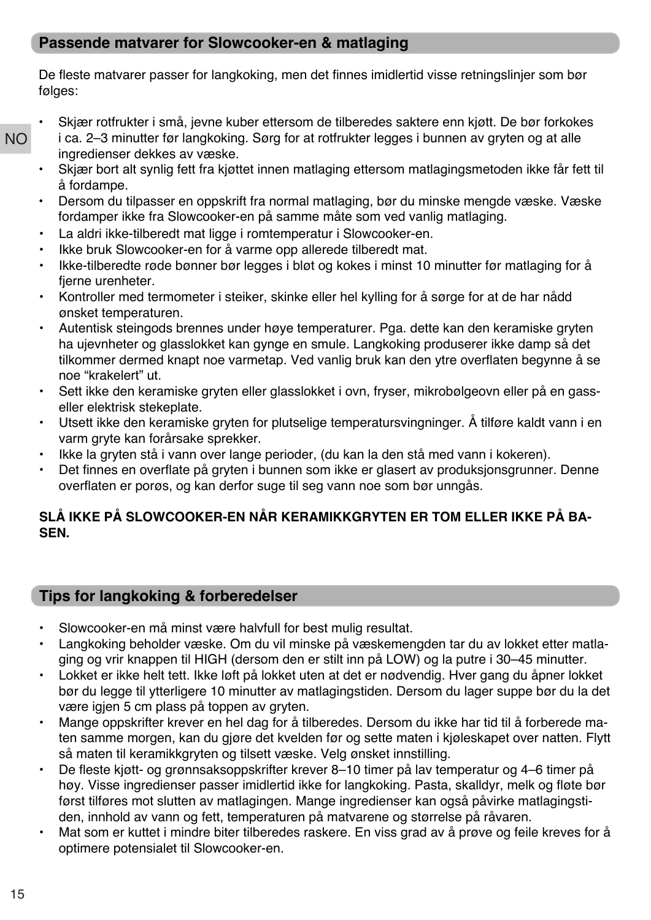## Passende matvarer for Slowcooker-en & matlaging

De fleste matvarer passer for langkoking, men det finnes imidlertid visse retningslinjer som bør følges:

- Skjær rotfrukter i små, jevne kuber ettersom de tilberedes saktere enn kjøtt. De bør forkokes i ca. 2–3 minutter før langkoking. Sørg for at rotfrukter legges i bunnen av gryten og at alle ingredienser dekkes av væske.
- Skjær bort alt synlig fett fra kjøttet innen matlaging ettersom matlagingsmetoden ikke får fett til å fordampe.
- Dersom du tilpasser en oppskrift fra normal matlaging, bør du minske mengde væske. Væske fordamper ikke fra Slowcooker-en på samme måte som ved vanlig matlaging.
- La aldri ikke-tilberedt mat ligge i romtemperatur i Slowcooker-en.
- Ikke bruk Slowcooker-en for å varme opp allerede tilberedt mat.
- Ikke-tilberedte røde bønner bør legges i bløt og kokes i minst 10 minutter før matlaging for å fjerne urenheter.
- Kontroller med termometer i steiker, skinke eller hel kylling for å sørge for at de har nådd ønsket temperaturen.
- Autentisk steingods brennes under høye temperaturer. Pga. dette kan den keramiske gryten ha ujevnheter og glasslokket kan gynge en smule. Langkoking produserer ikke damp så det tilkommer dermed knapt noe varmetap. Ved vanlig bruk kan den ytre overflaten begynne å se noe "krakelert" ut.
- Sett ikke den keramiske gryten eller glasslokket i ovn, fryser, mikrobølgeovn eller på en gass- eller elektrisk stekeplate.
- Utsett ikke den keramiske gryten for plutselige temperatursvingninger. Å tilføre kaldt vann i en varm gryte kan forårsake sprekker.
- Ikke la gryten stå i vann over lange perioder, (du kan la den stå med vann i kokeren).
- Det finnes en overflate på gryten i bunnen som ikke er glasert av produksjonsgrunner. Denne overflaten er porøs, og kan derfor suge til seg vann noe som bør unngås.

**SLÅ IKKE PÅ SLOWCOOKER-EN NÅR KERAMIKKGRYTEN ER TOM ELLER IKKE PÅ BASEN.**

## Tips for langkoking & forberedelser

- Slowcooker-en må minst være halvfull for best mulig resultat.
- Langkoking beholder væske. Om du vil minske på væskemengden tar du av lokket etter matlaging og vrir knappen til HIGH (dersom den er stilt inn på LOW) og la putre i 30–45 minutter.
- Lokket er ikke helt tett. Ikke løft på lokket uten at det er nødvendig. Hver gang du åpner lokket bør du legge til ytterligere 10 minutter av matlagingstiden. Dersom du lager suppe bør du la det være igjen 5 cm plass på toppen av gryten.
- Mange oppskrifter krever en hel dag for å tilberedes. Dersom du ikke har tid til å forberede maten samme morgen, kan du gjøre det kvelden før og sette maten i kjøleskapet over natten. Flytt så maten til keramikkgryten og tilsett væske. Velg ønsket innstilling.
- De fleste kjøtt- og grønnsaksoppskrifter krever 8–10 timer på lav temperatur og 4–6 timer på høy. Visse ingredienser passer imidlertid ikke for langkoking. Pasta, skalldyr, melk og fløte bør først tilføres mot slutten av matlagingen. Mange ingredienser kan også påvirke matlagingstiden, innhold av vann og fett, temperaturen på matvarene og størrelse på råvaren.
- Mat som er kuttet i mindre biter tilberedes raskere. En viss grad av å prøve og feile kreves for å optimere potensialet til Slowcooker-en.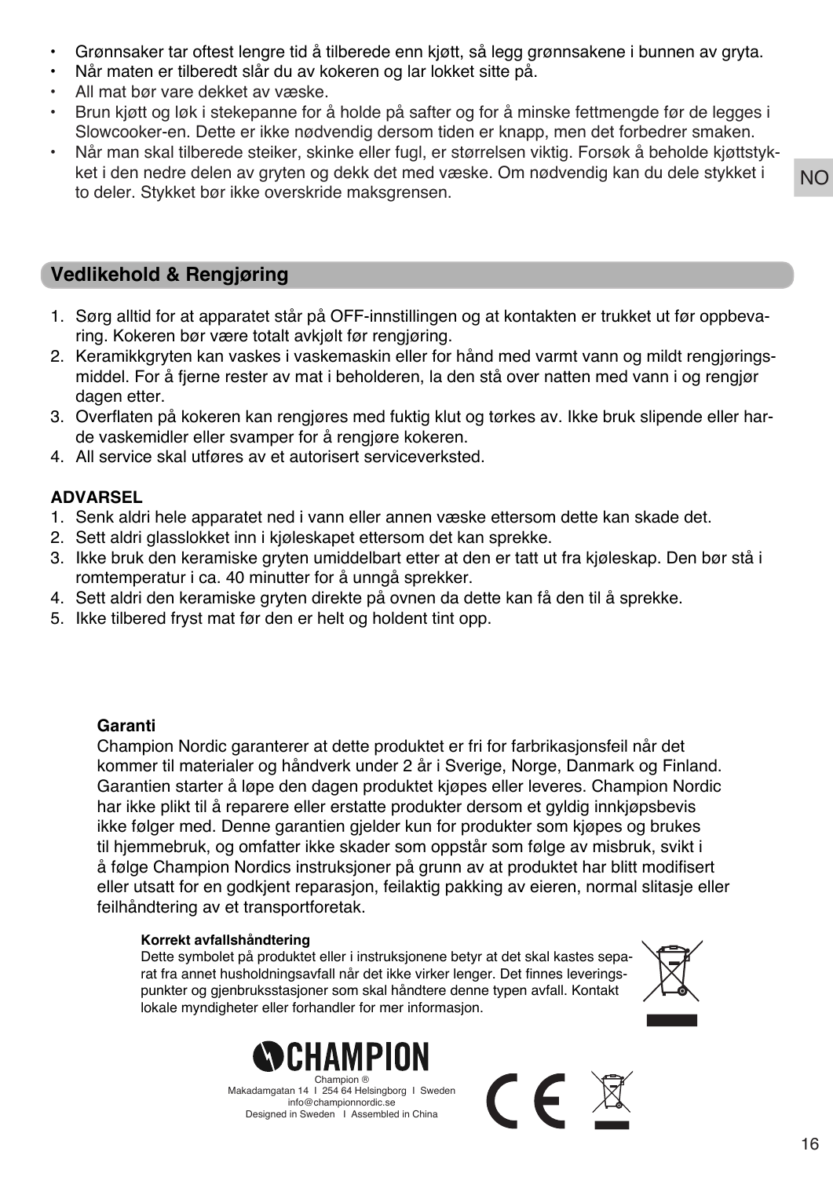- Grønnsaker tar oftest lengre tid å tilberede enn kjøtt, så legg grønnsakene i bunnen av gryta.
- Når maten er tilberedt slår du av kokeren og lar lokket sitte på.
- All mat bør vare dekket av væske.
- Brun kjøtt og løk i stekepanne for å holde på safter og for å minske fettmengde før de legges i Slowcooker-en. Dette er ikke nødvendig dersom tiden er knapp, men det forbedrer smaken.
- Når man skal tilberede steiker, skinke eller fugl, er størrelsen viktig. Forsøk å beholde kjøttstykket i den nedre delen av gryten og dekk det med væske. Om nødvendig kan du dele stykket i to deler. Stykket bør ikke overskride maksgrensen.

## Vedlikehold & Rengjøring

1. Sørg alltid for at apparatet står på OFF-innstillingen og at kontakten er trukket ut før oppbevaring. Kokeren bør være totalt avkjølt før rengjøring.
2. Keramikkgryten kan vaskes i vaskemaskin eller for hånd med varmt vann og mildt rengjøringsmiddel. For å fjerne rester av mat i beholderen, la den stå over natten med vann i og rengjør dagen etter.
3. Overflaten på kokeren kan rengjøres med fuktig klut og tørkes av. Ikke bruk slipende eller harde vaskemidler eller svamper for å rengjøre kokeren.
4. All service skal utføres av et autorisert serviceverksted.

**ADVARSEL**

1. Senk aldri hele apparatet ned i vann eller annen væske ettersom dette kan skade det.
2. Sett aldri glasslokket inn i kjøleskapet ettersom det kan sprekke.
3. Ikke bruk den keramiske gryten umiddelbart etter at den er tatt ut fra kjøleskap. Den bør stå i romtemperatur i ca. 40 minutter for å unngå sprekker.
4. Sett aldri den keramiske gryten direkte på ovnen da dette kan få den til å sprekke.
5. Ikke tilbered fryst mat før den er helt og holdent tint opp.

**Garanti**

Champion Nordic garanterer at dette produktet er fri for farbrikasjonsfeil når det kommer til materialer og håndverk under 2 år i Sverige, Norge, Danmark og Finland. Garantien starter å løpe den dagen produktet kjøpes eller leveres. Champion Nordic har ikke plikt til å reparere eller erstatte produkter dersom et gyldig innkjøpsbevis ikke følger med. Denne garantien gjelder kun for produkter som kjøpes og brukes til hjemmebruk, og omfatter ikke skader som oppstår som følge av misbruk, svikt i å følge Champion Nordics instruksjoner på grunn av at produktet har blitt modifisert eller utsatt for en godkjent reparasjon, feilaktig pakking av eieren, normal slitasje eller feilhåndtering av et transportforetak.

**Korrekt avfallshåndtering**

Dette symbolet på produktet eller i instruksjonene betyr at det skal kastes separat fra annet husholdningsavfall når det ikke virker lenger. Det finnes leveringspunkter og gjenbruksstasjoner som skal håndtere denne typen avfall. Kontakt lokale myndigheter eller forhandler for mer informasjon.

CHAMPION

Champion ®
Makadamgatan 14 I 254 64 Helsingborg I Sweden
info@championnordic.se
Designed in Sweden I Assembled in China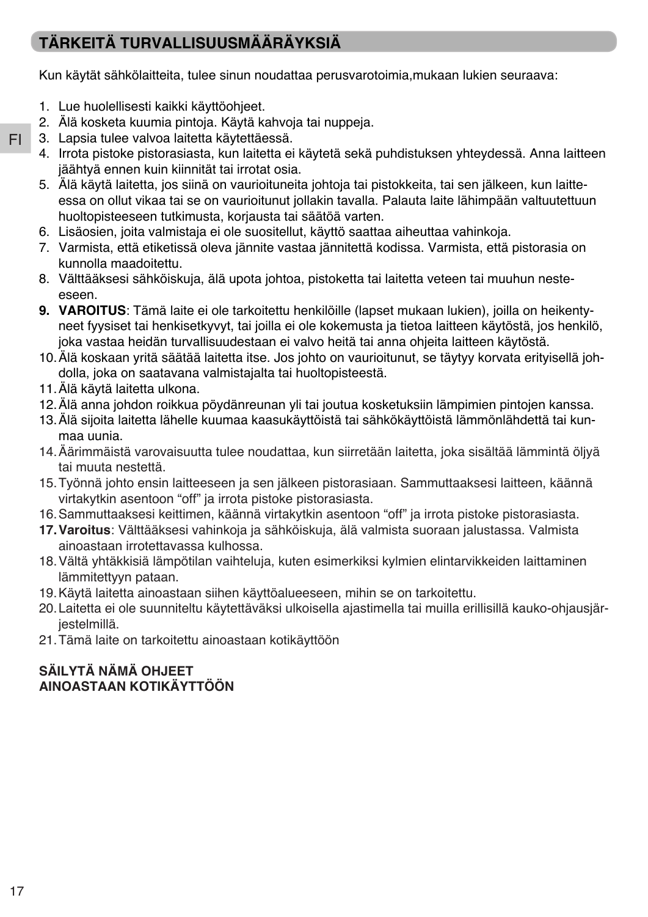## TÄRKEITÄ TURVALLISUUSMÄÄRÄYKSIÄ

Kun käytät sähkölaitteita, tulee sinun noudattaa perusvarotoimia,mukaan lukien seuraava:

1. Lue huolellisesti kaikki käyttöohjeet.
2. Älä kosketa kuumia pintoja. Käytä kahvoja tai nuppeja.
3. Lapsia tulee valvoa laitetta käytettäessä.
4. Irrota pistoke pistorasiasta, kun laitetta ei käytetä sekä puhdistuksen yhteydessä. Anna laitteen jäähtyä ennen kuin kiinnität tai irrotat osia.
5. Älä käytä laitetta, jos siinä on vaurioituneita johtoja tai pistokkeita, tai sen jälkeen, kun laitteessa on ollut vikaa tai se on vaurioitunut jollakin tavalla. Palauta laite lähimpään valtuutettuun huoltopisteeseen tutkimusta, korjausta tai säätöä varten.
6. Lisäosien, joita valmistaja ei ole suositellut, käyttö saattaa aiheuttaa vahinkoja.
7. Varmista, että etiketissä oleva jännite vastaa jännitettä kodissa. Varmista, että pistorasia on kunnolla maadoitettu.
8. Välttääksesi sähköiskuja, älä upota johtoa, pistoketta tai laitetta veteen tai muuhun nesteeseen.
9. **VAROITUS**: Tämä laite ei ole tarkoitettu henkilöille (lapset mukaan lukien), joilla on heikentyneet fyysiset tai henkisetkyvyt, tai joilla ei ole kokemusta ja tietoa laitteen käytöstä, jos henkilö, joka vastaa heidän turvallisuudestaan ei valvo heitä tai anna ohjeita laitteen käytöstä.
10. Älä koskaan yritä säätää laitetta itse. Jos johto on vaurioitunut, se täytyy korvata erityisellä johdolla, joka on saatavana valmistajalta tai huoltopisteestä.
11. Älä käytä laitetta ulkona.
12. Älä anna johdon roikkua pöydänreunan yli tai joutua kosketuksiin lämpimien pintojen kanssa.
13. Älä sijoita laitetta lähelle kuumaa kaasukäyttöistä tai sähkökäyttöistä lämmönlähdettä tai kunmaa uunia.
14. Äärimmäistä varovaisuutta tulee noudattaa, kun siirretään laitetta, joka sisältää lämmintä öljyä tai muuta nestettä.
15. Työnnä johto ensin laitteeseen ja sen jälkeen pistorasiaan. Sammuttaaksesi laitteen, käännä virtakytkin asentoon “off” ja irrota pistoke pistorasiasta.
16. Sammuttaaksesi keittimen, käännä virtakytkin asentoon “off” ja irrota pistoke pistorasiasta.
17. **Varoitus**: Välttääksesi vahinkoja ja sähköiskuja, älä valmista suoraan jalustassa. Valmista ainoastaan irrotettavassa kulhossa.
18. Vältä yhtäkkisiä lämpötilan vaihteluja, kuten esimerkiksi kylmien elintarvikkeiden laittaminen lämmitettyyn pataan.
19. Käytä laitetta ainoastaan siihen käyttöalueeseen, mihin se on tarkoitettu.
20. Laitetta ei ole suunniteltu käytettäväksi ulkoisella ajastimella tai muilla erillisillä kauko-ohjausjärjestelmillä.
21. Tämä laite on tarkoitettu ainoastaan kotikäyttöön

**SÄILYTÄ NÄMÄ OHJEET**
**AINOASTAAN KOTIKÄYTTÖÖN**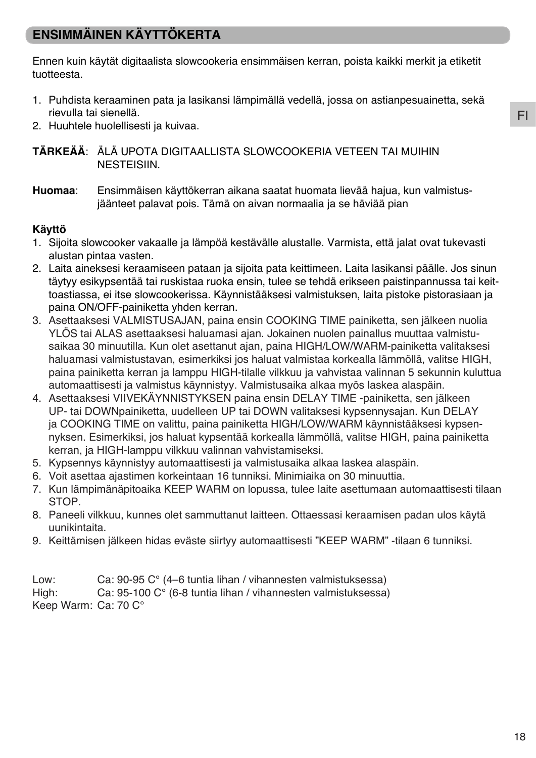## ENSIMMÄINEN KÄYTTÖKERTA

Ennen kuin käytät digitaalista slowcookeria ensimmäisen kerran, poista kaikki merkit ja etiketit tuotteesta.

1. Puhdista keraaminen pata ja lasikansi lämpimällä vedellä, jossa on astianpesuainetta, sekä rievulla tai sienellä.
2. Huuhtele huolellisesti ja kuivaa.

**TÄRKEÄÄ**: ÄLÄ UPOTA DIGITAALLISTA SLOWCOOKERIA VETEEN TAI MUIHIN NESTEISIIN.

**Huomaa**: Ensimmäisen käyttökerran aikana saatat huomata lievää hajua, kun valmistusjäänteet palavat pois. Tämä on aivan normaalia ja se häviää pian

**Käyttö**

1. Sijoita slowcooker vakaalle ja lämpöä kestävälle alustalle. Varmista, että jalat ovat tukevasti alustan pintaa vasten.
2. Laita aineksesi keraamiseen pataan ja sijoita pata keittimeen. Laita lasikansi päälle. Jos sinun täytyy esikypsentää tai ruskistaa ruoka ensin, tulee se tehdä erikseen paistinpannussa tai keittoastiassa, ei itse slowcookerissa. Käynnistääksesi valmistuksen, laita pistoke pistorasiaan ja paina ON/OFF-painiketta yhden kerran.
3. Asettaaksesi VALMISTUSAJAN, paina ensin COOKING TIME painiketta, sen jälkeen nuolia YLÖS tai ALAS asettaaksesi haluamasi ajan. Jokainen nuolen painallus muuttaa valmistusaikaa 30 minuutilla. Kun olet asettanut ajan, paina HIGH/LOW/WARM-painiketta valitaksesi haluamasi valmistustavan, esimerkiksi jos haluat valmistaa korkealla lämmöllä, valitse HIGH, paina painiketta kerran ja lamppu HIGH-tilalle vilkkuu ja vahvistaa valinnan 5 sekunnin kuluttua automaattisesti ja valmistus käynnistyy. Valmistusaika alkaa myös laskea alaspäin.
4. Asettaaksesi VIIVEKÄYNNISTYKSEN paina ensin DELAY TIME -painiketta, sen jälkeen UP- tai DOWNpainiketta, uudelleen UP tai DOWN valitaksesi kypsennysajan. Kun DELAY ja COOKING TIME on valittu, paina painiketta HIGH/LOW/WARM käynnistääksesi kypsennyksen. Esimerkiksi, jos haluat kypsentää korkealla lämmöllä, valitse HIGH, paina painiketta kerran, ja HIGH-lamppu vilkkuu valinnan vahvistamiseksi.
5. Kypsennys käynnistyy automaattisesti ja valmistusaika alkaa laskea alaspäin.
6. Voit asettaa ajastimen korkeintaan 16 tunniksi. Minimiaika on 30 minuuttia.
7. Kun lämpimänäpitoaika KEEP WARM on lopussa, tulee laite asettumaan automaattisesti tilaan STOP.
8. Paneeli vilkkuu, kunnes olet sammuttanut laitteen. Ottaessasi keraamisen padan ulos käytä uunikintaita.
9. Keittämisen jälkeen hidas eväste siirtyy automaattisesti ”KEEP WARM” -tilaan 6 tunniksi.

Low: Ca: 90-95 C° (4–6 tuntia lihan / vihannesten valmistuksessa)
High: Ca: 95-100 C° (6-8 tuntia lihan / vihannesten valmistuksessa)
Keep Warm: Ca: 70 C°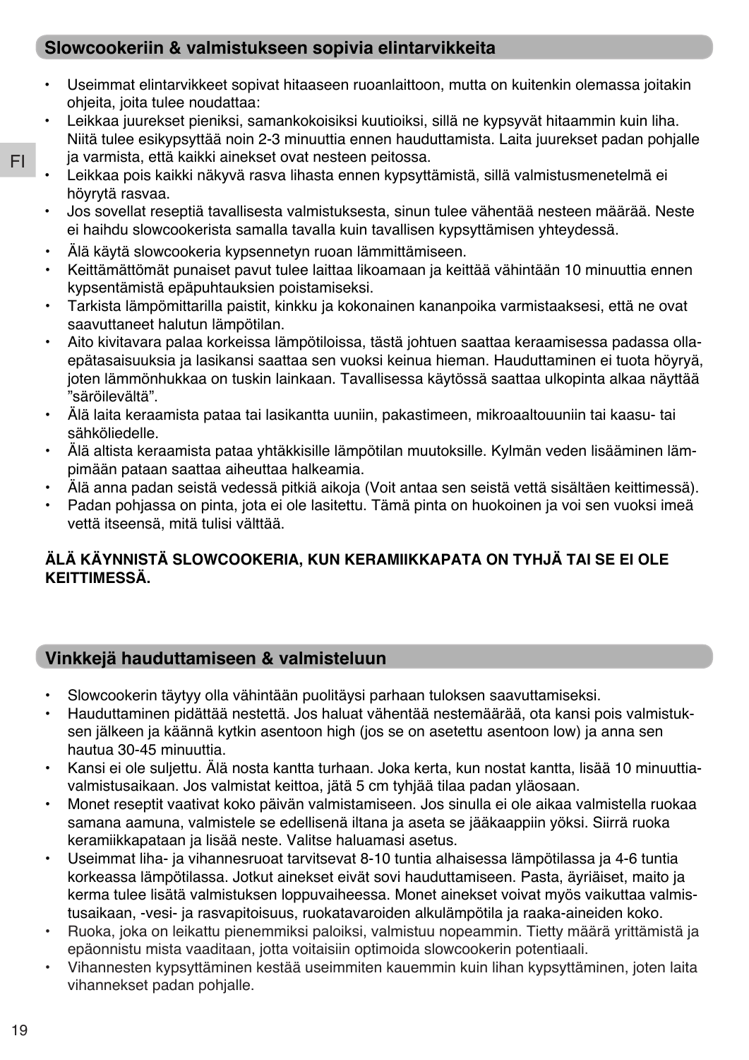## Slowcookeriin & valmistukseen sopivia elintarvikkeita

- Useimmat elintarvikkeet sopivat hitaaseen ruoanlaittoon, mutta on kuitenkin olemassa joitakin ohjeita, joita tulee noudattaa:
- Leikkaa juurekset pieniksi, samankokoisiksi kuutioiksi, sillä ne kypsyvät hitaammin kuin liha. Niitä tulee esikypsyttää noin 2-3 minuuttia ennen hauduttamista. Laita juurekset padan pohjalle ja varmista, että kaikki ainekset ovat nesteen peitossa.
- Leikkaa pois kaikki näkyvä rasva lihasta ennen kypsyttämistä, sillä valmistusmenetelmä ei höyrytä rasvaa.
- Jos sovellat reseptiä tavallisesta valmistuksesta, sinun tulee vähentää nesteen määrää. Neste ei haihdu slowcookerista samalla tavalla kuin tavallisen kypsyttämisen yhteydessä.
- Älä käytä slowcookeria kypsennetyn ruoan lämmittämiseen.
- Keittämättömät punaiset pavut tulee laittaa likoamaan ja keittää vähintään 10 minuuttia ennen kypsentämistä epäpuhtauksien poistamiseksi.
- Tarkista lämpömittarilla paistit, kinkku ja kokonainen kananpoika varmistaaksesi, että ne ovat saavuttaneet halutun lämpötilan.
- Aito kivitavara palaa korkeissa lämpötiloissa, tästä johtuen saattaa keraamisessa padassa olla-epätasaisuuksia ja lasikansi saattaa sen vuoksi keinua hieman. Hauduttaminen ei tuota höyryä, joten lämmönhukkaa on tuskin lainkaan. Tavallisessa käytössä saattaa ulkopinta alkaa näyttää "säröilevältä".
- Älä laita keraamista pataa tai lasikantta uuniin, pakastimeen, mikroaaltouuniin tai kaasu- tai sähköliedelle.
- Älä altista keraamista pataa yhtäkkisille lämpötilan muutoksille. Kylmän veden lisääminen lämpimään pataan saattaa aiheuttaa halkeamia.
- Älä anna padan seistä vedessä pitkiä aikoja (Voit antaa sen seistä vettä sisältäen keittimessä).
- Padan pohjassa on pinta, jota ei ole lasitettu. Tämä pinta on huokoinen ja voi sen vuoksi imeä vettä itseensä, mitä tulisi välttää.

**ÄLÄ KÄYNNISTÄ SLOWCOOKERIA, KUN KERAMIIKKAPATA ON TYHJÄ TAI SE EI OLE KEITTIMESSÄ.**

## Vinkkejä hauduttamiseen & valmisteluun

- Slowcookerin täytyy olla vähintään puolitäysi parhaan tuloksen saavuttamiseksi.
- Hauduttaminen pidättää nestettä. Jos haluat vähentää nestemäärää, ota kansi pois valmistuksen jälkeen ja käännä kytkin asentoon high (jos se on asetettu asentoon low) ja anna sen hautua 30-45 minuuttia.
- Kansi ei ole suljettu. Älä nosta kantta turhaan. Joka kerta, kun nostat kantta, lisää 10 minuuttia-valmistusaikaan. Jos valmistat keittoa, jätä 5 cm tyhjää tilaa padan yläosaan.
- Monet reseptit vaativat koko päivän valmistamiseen. Jos sinulla ei ole aikaa valmistella ruokaa samana aamuna, valmistele se edellisenä iltana ja aseta se jääkaappiin yöksi. Siirrä ruoka keramiikkapataan ja lisää neste. Valitse haluamasi asetus.
- Useimmat liha- ja vihannesruoat tarvitsevat 8-10 tuntia alhaisessa lämpötilassa ja 4-6 tuntia korkeassa lämpötilassa. Jotkut ainekset eivät sovi hauduttamiseen. Pasta, äyriäiset, maito ja kerma tulee lisätä valmistuksen loppuvaiheessa. Monet ainekset voivat myös vaikuttaa valmistusaikaan, -vesi- ja rasvapitoisuus, ruokatavaroiden alkulämpötila ja raaka-aineiden koko.
- Ruoka, joka on leikattu pienemmiksi paloiksi, valmistuu nopeammin. Tietty määrä yrittämistä ja epäonnistu mista vaaditaan, jotta voitaisiin optimoida slowcookerin potentiaali.
- Vihannesten kypsyttäminen kestää useimmiten kauemmin kuin lihan kypsyttäminen, joten laita vihannekset padan pohjalle.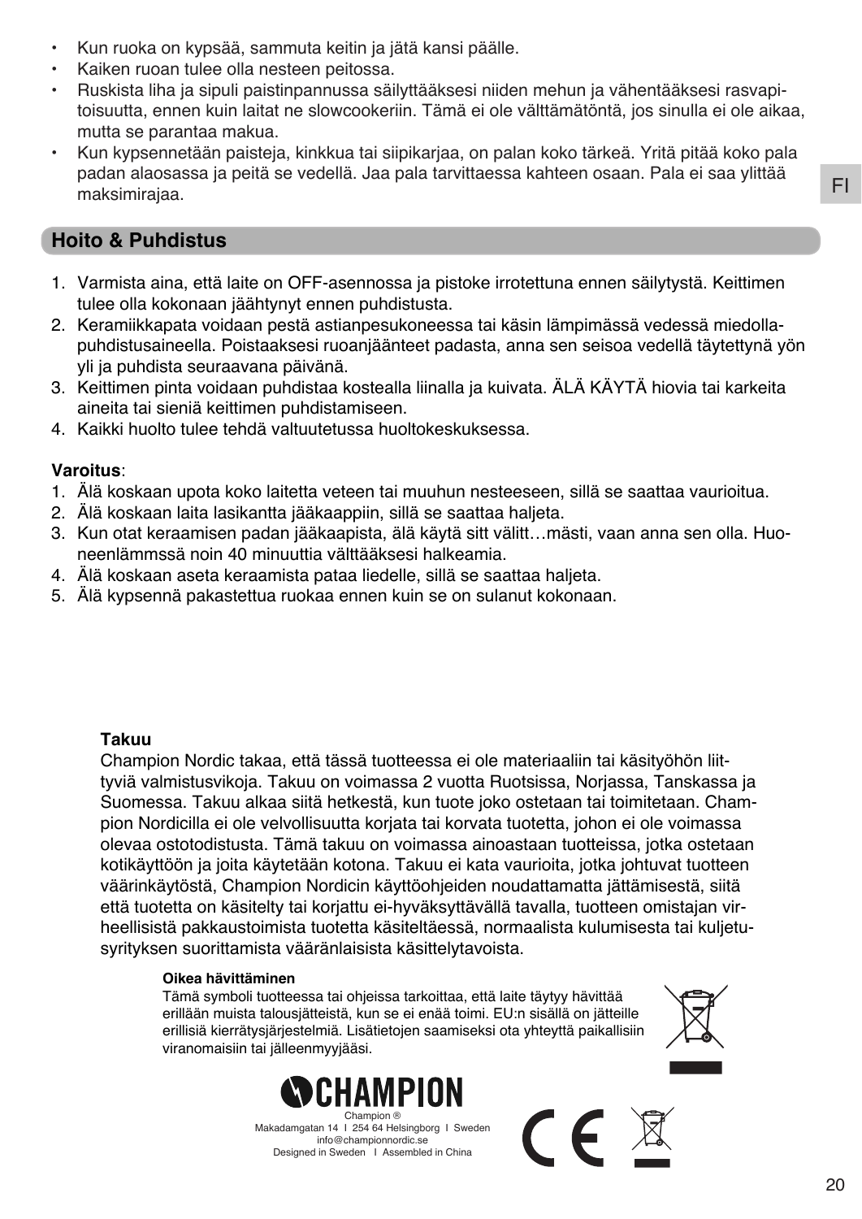- Kun ruoka on kypsää, sammuta keitin ja jätä kansi päälle.
- Kaiken ruoan tulee olla nesteen peitossa.
- Ruskista liha ja sipuli paistinpannussa säilyttääksesi niiden mehun ja vähentääksesi rasvapitoisuutta, ennen kuin laitat ne slowcookeriin. Tämä ei ole välttämätöntä, jos sinulla ei ole aikaa, mutta se parantaa makua.
- Kun kypsennetään paisteja, kinkkua tai siipikarjaa, on palan koko tärkeä. Yritä pitää koko pala padan alaosassa ja peitä se vedellä. Jaa pala tarvittaessa kahteen osaan. Pala ei saa ylittää maksimirajaa.

FI

## Hoito & Puhdistus

1. Varmista aina, että laite on OFF-asennossa ja pistoke irrotettuna ennen säilytystä. Keittimen tulee olla kokonaan jäähtynyt ennen puhdistusta.
2. Keramiikkapata voidaan pestä astianpesukoneessa tai käsin lämpimässä vedessä miedollapuhdistusaineella. Poistaaksesi ruoanjäänteet padasta, anna sen seisoa vedellä täytettynä yön yli ja puhdista seuraavana päivänä.
3. Keittimen pinta voidaan puhdistaa kostealla liinalla ja kuivata. ÄLÄ KÄYTÄ hiovia tai karkeita aineita tai sieniä keittimen puhdistamiseen.
4. Kaikki huolto tulee tehdä valtuutetussa huoltokeskuksessa.

**Varoitus**:

1. Älä koskaan upota koko laitetta veteen tai muuhun nesteeseen, sillä se saattaa vaurioitua.
2. Älä koskaan laita lasikantta jääkaappiin, sillä se saattaa haljeta.
3. Kun otat keraamisen padan jääkaapista, älä käytä sitt välitt…mästi, vaan anna sen olla. Huoneenlämmssä noin 40 minuuttia välttääksesi halkeamia.
4. Älä koskaan aseta keraamista pataa liedelle, sillä se saattaa haljeta.
5. Älä kypsennä pakastettua ruokaa ennen kuin se on sulanut kokonaan.

**Takuu**

Champion Nordic takaa, että tässä tuotteessa ei ole materiaaliin tai käsityöhön liittyviä valmistusvikoja. Takuu on voimassa 2 vuotta Ruotsissa, Norjassa, Tanskassa ja Suomessa. Takuu alkaa siitä hetkestä, kun tuote joko ostetaan tai toimitetaan. Champion Nordicilla ei ole velvollisuutta korjata tai korvata tuotetta, johon ei ole voimassa olevaa ostotodistusta. Tämä takuu on voimassa ainoastaan tuotteissa, jotka ostetaan kotikäyttöön ja joita käytetään kotona. Takuu ei kata vaurioita, jotka johtuvat tuotteen väärinkäytöstä, Champion Nordicin käyttöohjeiden noudattamatta jättämisestä, siitä että tuotetta on käsitelty tai korjattu ei-hyväksyttävällä tavalla, tuotteen omistajan virheellisistä pakkaustoimista tuotetta käsiteltäessä, normaalista kulumisesta tai kuljetusyrityksen suorittamista vääränlaisista käsittelytavoista.

**Oikea hävittäminen**

Tämä symboli tuotteessa tai ohjeissa tarkoittaa, että laite täytyy hävittää erillään muista talousjätteistä, kun se ei enää toimi. EU:n sisällä on jätteille erillisiä kierrätysjärjestelmiä. Lisätietojen saamiseksi ota yhteyttä paikallisiin viranomaisiin tai jälleenmyyjääsi.

CHAMPION

Champion ®
Makadamgatan 14 I 254 64 Helsingborg I Sweden
info@championnordic.se
Designed in Sweden I Assembled in China